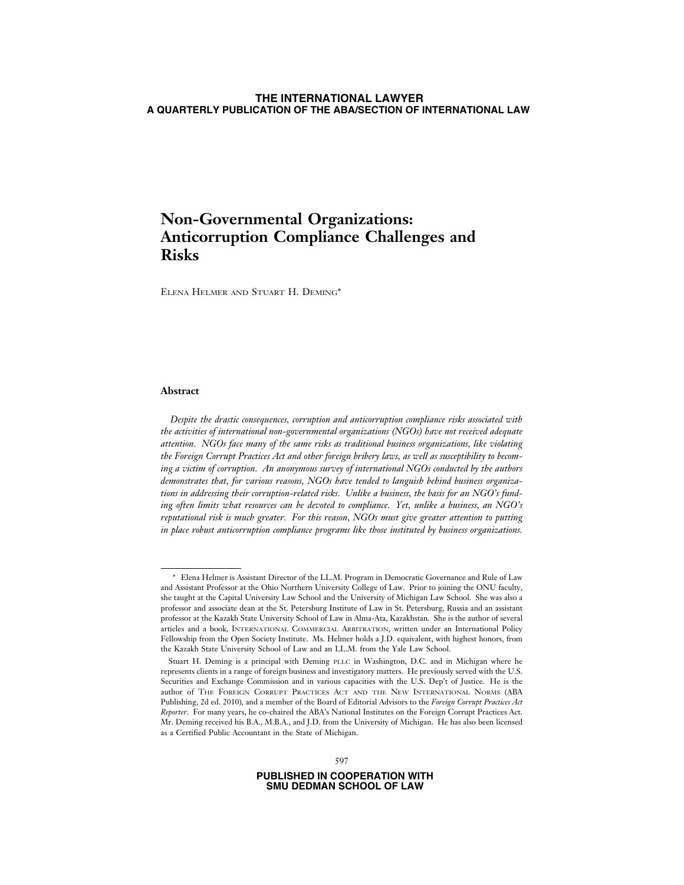**THE INTERNATIONAL LAWYER**
**A QUARTERLY PUBLICATION OF THE ABA/SECTION OF INTERNATIONAL LAW**

# Non-Governmental Organizations: Anticorruption Compliance Challenges and Risks

Elena Helmer and Stuart H. Deming*

## Abstract

*Despite the drastic consequences, corruption and anticorruption compliance risks associated with the activities of international non-governmental organizations (NGOs) have not received adequate attention. NGOs face many of the same risks as traditional business organizations, like violating the Foreign Corrupt Practices Act and other foreign bribery laws, as well as susceptibility to becoming a victim of corruption. An anonymous survey of international NGOs conducted by the authors demonstrates that, for various reasons, NGOs have tended to languish behind business organizations in addressing their corruption-related risks. Unlike a business, the basis for an NGO's funding often limits what resources can be devoted to compliance. Yet, unlike a business, an NGO's reputational risk is much greater. For this reason, NGOs must give greater attention to putting in place robust anticorruption compliance programs like those instituted by business organizations.*

---

\* Elena Helmer is Assistant Director of the LL.M. Program in Democratic Governance and Rule of Law and Assistant Professor at the Ohio Northern University College of Law. Prior to joining the ONU faculty, she taught at the Capital University Law School and the University of Michigan Law School. She was also a professor and associate dean at the St. Petersburg Institute of Law in St. Petersburg, Russia and an assistant professor at the Kazakh State University School of Law in Alma-Ata, Kazakhstan. She is the author of several articles and a book, International Commercial Arbitration, written under an International Policy Fellowship from the Open Society Institute. Ms. Helmer holds a J.D. equivalent, with highest honors, from the Kazakh State University School of Law and an LL.M. from the Yale Law School.

Stuart H. Deming is a principal with Deming PLLC in Washington, D.C. and in Michigan where he represents clients in a range of foreign business and investigatory matters. He previously served with the U.S. Securities and Exchange Commission and in various capacities with the U.S. Dep't of Justice. He is the author of The Foreign Corrupt Practices Act and the New International Norms (ABA Publishing, 2d ed. 2010), and a member of the Board of Editorial Advisors to the *Foreign Corrupt Practices Act Reporter*. For many years, he co-chaired the ABA's National Institutes on the Foreign Corrupt Practices Act. Mr. Deming received his B.A., M.B.A., and J.D. from the University of Michigan. He has also been licensed as a Certified Public Accountant in the State of Michigan.

**PUBLISHED IN COOPERATION WITH**
**SMU DEDMAN SCHOOL OF LAW**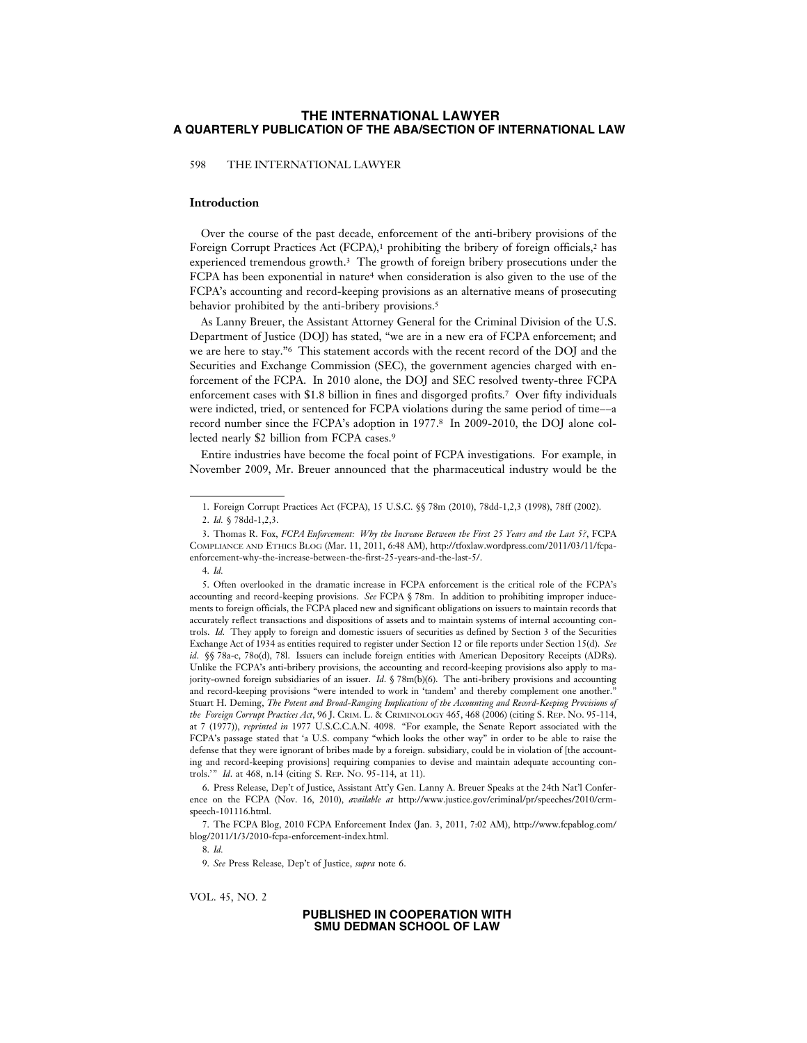## Introduction

Over the course of the past decade, enforcement of the anti-bribery provisions of the Foreign Corrupt Practices Act (FCPA),[1] prohibiting the bribery of foreign officials,[2] has experienced tremendous growth.[3] The growth of foreign bribery prosecutions under the FCPA has been exponential in nature[4] when consideration is also given to the use of the FCPA's accounting and record-keeping provisions as an alternative means of prosecuting behavior prohibited by the anti-bribery provisions.[5]

As Lanny Breuer, the Assistant Attorney General for the Criminal Division of the U.S. Department of Justice (DOJ) has stated, "we are in a new era of FCPA enforcement; and we are here to stay."[6] This statement accords with the recent record of the DOJ and the Securities and Exchange Commission (SEC), the government agencies charged with enforcement of the FCPA. In 2010 alone, the DOJ and SEC resolved twenty-three FCPA enforcement cases with $1.8 billion in fines and disgorged profits.[7] Over fifty individuals were indicted, tried, or sentenced for FCPA violations during the same period of time––a record number since the FCPA's adoption in 1977.[8] In 2009-2010, the DOJ alone collected nearly $2 billion from FCPA cases.[9]

Entire industries have become the focal point of FCPA investigations. For example, in November 2009, Mr. Breuer announced that the pharmaceutical industry would be the

---

1. Foreign Corrupt Practices Act (FCPA), 15 U.S.C. §§ 78m (2010), 78dd-1,2,3 (1998), 78ff (2002).

2. *Id.* § 78dd-1,2,3.

3. Thomas R. Fox, *FCPA Enforcement: Why the Increase Between the First 25 Years and the Last 5?*, FCPA COMPLIANCE AND ETHICS BLOG (Mar. 11, 2011, 6:48 AM), http://tfoxlaw.wordpress.com/2011/03/11/fcpa-enforcement-why-the-increase-between-the-first-25-years-and-the-last-5/.

4. *Id.*

5. Often overlooked in the dramatic increase in FCPA enforcement is the critical role of the FCPA's accounting and record-keeping provisions. *See* FCPA § 78m. In addition to prohibiting improper inducements to foreign officials, the FCPA placed new and significant obligations on issuers to maintain records that accurately reflect transactions and dispositions of assets and to maintain systems of internal accounting controls. *Id.* They apply to foreign and domestic issuers of securities as defined by Section 3 of the Securities Exchange Act of 1934 as entities required to register under Section 12 or file reports under Section 15(d). *See id*. §§ 78a-c, 78o(d), 78l. Issuers can include foreign entities with American Depository Receipts (ADRs). Unlike the FCPA's anti-bribery provisions, the accounting and record-keeping provisions also apply to majority-owned foreign subsidiaries of an issuer. *Id*. § 78m(b)(6). The anti-bribery provisions and accounting and record-keeping provisions "were intended to work in 'tandem' and thereby complement one another." Stuart H. Deming, *The Potent and Broad-Ranging Implications of the Accounting and Record-Keeping Provisions of the Foreign Corrupt Practices Act*, 96 J. CRIM. L. & CRIMINOLOGY 465, 468 (2006) (citing S. REP. NO. 95-114, at 7 (1977)), *reprinted in* 1977 U.S.C.C.A.N. 4098. "For example, the Senate Report associated with the FCPA's passage stated that 'a U.S. company "which looks the other way" in order to be able to raise the defense that they were ignorant of bribes made by a foreign. subsidiary, could be in violation of [the accounting and record-keeping provisions] requiring companies to devise and maintain adequate accounting controls.'" *Id*. at 468, n.14 (citing S. REP. NO. 95-114, at 11).

6. Press Release, Dep't of Justice, Assistant Att'y Gen. Lanny A. Breuer Speaks at the 24th Nat'l Conference on the FCPA (Nov. 16, 2010), *available at* http://www.justice.gov/criminal/pr/speeches/2010/crm-speech-101116.html.

7. The FCPA Blog, 2010 FCPA Enforcement Index (Jan. 3, 2011, 7:02 AM), http://www.fcpablog.com/blog/2011/1/3/2010-fcpa-enforcement-index.html.

8. *Id.*

9. *See* Press Release, Dep't of Justice, *supra* note 6.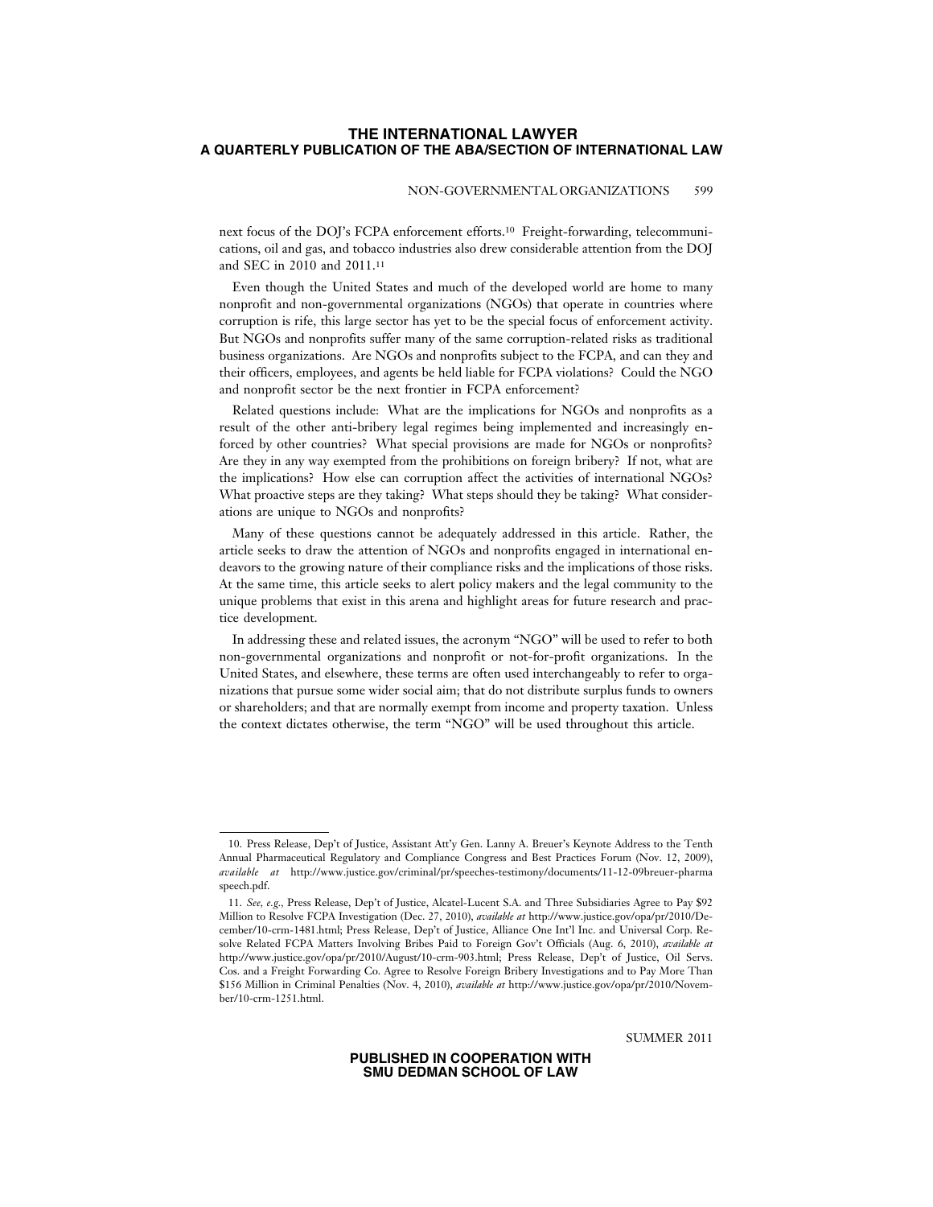next focus of the DOJ's FCPA enforcement efforts.[10] Freight-forwarding, telecommunications, oil and gas, and tobacco industries also drew considerable attention from the DOJ and SEC in 2010 and 2011.[11]

Even though the United States and much of the developed world are home to many nonprofit and non-governmental organizations (NGOs) that operate in countries where corruption is rife, this large sector has yet to be the special focus of enforcement activity. But NGOs and nonprofits suffer many of the same corruption-related risks as traditional business organizations. Are NGOs and nonprofits subject to the FCPA, and can they and their officers, employees, and agents be held liable for FCPA violations? Could the NGO and nonprofit sector be the next frontier in FCPA enforcement?

Related questions include: What are the implications for NGOs and nonprofits as a result of the other anti-bribery legal regimes being implemented and increasingly enforced by other countries? What special provisions are made for NGOs or nonprofits? Are they in any way exempted from the prohibitions on foreign bribery? If not, what are the implications? How else can corruption affect the activities of international NGOs? What proactive steps are they taking? What steps should they be taking? What considerations are unique to NGOs and nonprofits?

Many of these questions cannot be adequately addressed in this article. Rather, the article seeks to draw the attention of NGOs and nonprofits engaged in international endeavors to the growing nature of their compliance risks and the implications of those risks. At the same time, this article seeks to alert policy makers and the legal community to the unique problems that exist in this arena and highlight areas for future research and practice development.

In addressing these and related issues, the acronym "NGO" will be used to refer to both non-governmental organizations and nonprofit or not-for-profit organizations. In the United States, and elsewhere, these terms are often used interchangeably to refer to organizations that pursue some wider social aim; that do not distribute surplus funds to owners or shareholders; and that are normally exempt from income and property taxation. Unless the context dictates otherwise, the term "NGO" will be used throughout this article.

---

10. Press Release, Dep't of Justice, Assistant Att'y Gen. Lanny A. Breuer's Keynote Address to the Tenth Annual Pharmaceutical Regulatory and Compliance Congress and Best Practices Forum (Nov. 12, 2009), *available at* http://www.justice.gov/criminal/pr/speeches-testimony/documents/11-12-09breuer-pharmaspeech.pdf.

11. *See, e.g.*, Press Release, Dep't of Justice, Alcatel-Lucent S.A. and Three Subsidiaries Agree to Pay $92 Million to Resolve FCPA Investigation (Dec. 27, 2010), *available at* http://www.justice.gov/opa/pr/2010/December/10-crm-1481.html; Press Release, Dep't of Justice, Alliance One Int'l Inc. and Universal Corp. Resolve Related FCPA Matters Involving Bribes Paid to Foreign Gov't Officials (Aug. 6, 2010), *available at* http://www.justice.gov/opa/pr/2010/August/10-crm-903.html; Press Release, Dep't of Justice, Oil Servs. Cos. and a Freight Forwarding Co. Agree to Resolve Foreign Bribery Investigations and to Pay More Than $156 Million in Criminal Penalties (Nov. 4, 2010), *available at* http://www.justice.gov/opa/pr/2010/November/10-crm-1251.html.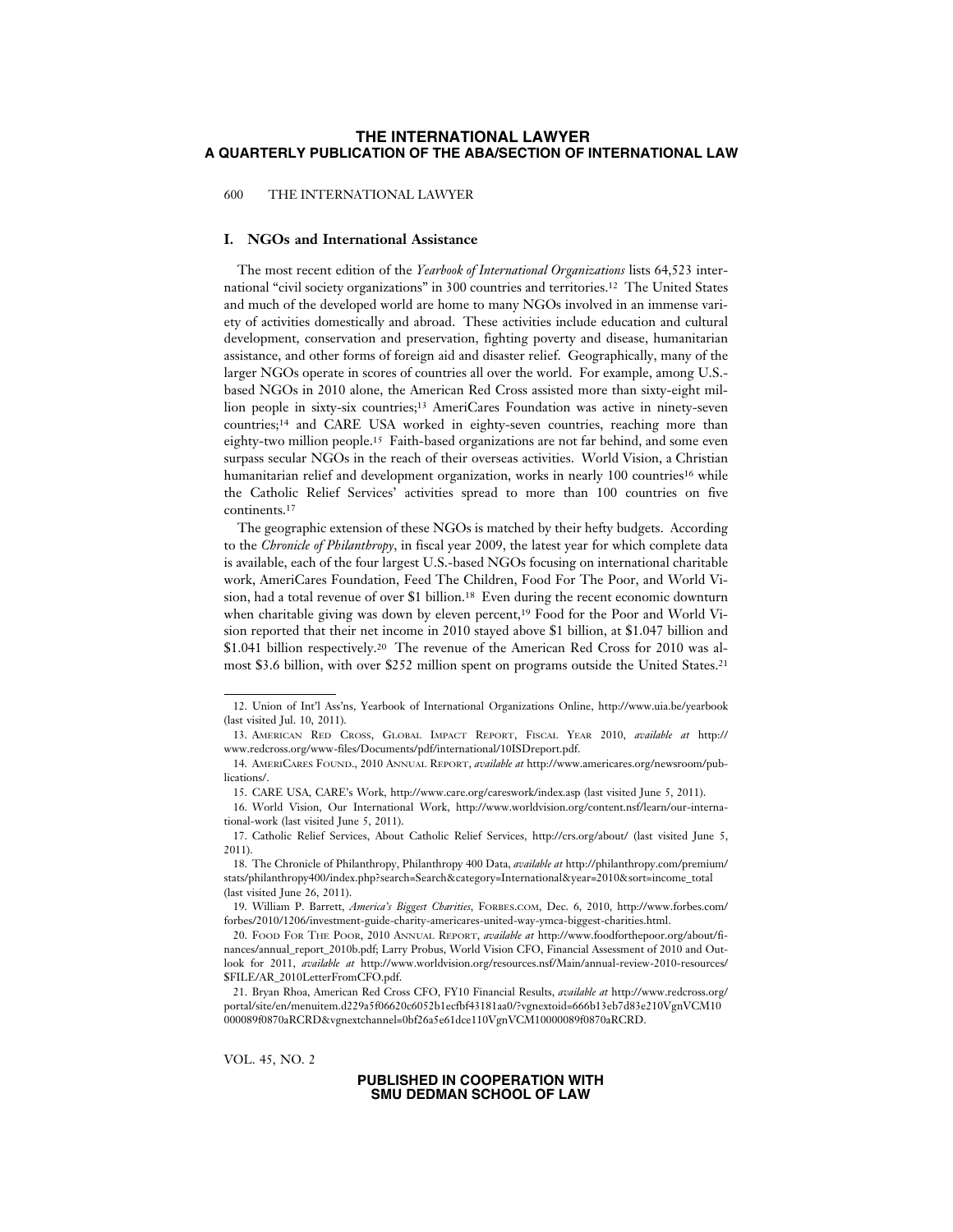## I. NGOs and International Assistance

The most recent edition of the *Yearbook of International Organizations* lists 64,523 international "civil society organizations" in 300 countries and territories.[12] The United States and much of the developed world are home to many NGOs involved in an immense variety of activities domestically and abroad. These activities include education and cultural development, conservation and preservation, fighting poverty and disease, humanitarian assistance, and other forms of foreign aid and disaster relief. Geographically, many of the larger NGOs operate in scores of countries all over the world. For example, among U.S.-based NGOs in 2010 alone, the American Red Cross assisted more than sixty-eight million people in sixty-six countries;[13] AmeriCares Foundation was active in ninety-seven countries;[14] and CARE USA worked in eighty-seven countries, reaching more than eighty-two million people.[15] Faith-based organizations are not far behind, and some even surpass secular NGOs in the reach of their overseas activities. World Vision, a Christian humanitarian relief and development organization, works in nearly 100 countries[16] while the Catholic Relief Services' activities spread to more than 100 countries on five continents.[17]

The geographic extension of these NGOs is matched by their hefty budgets. According to the *Chronicle of Philanthropy*, in fiscal year 2009, the latest year for which complete data is available, each of the four largest U.S.-based NGOs focusing on international charitable work, AmeriCares Foundation, Feed The Children, Food For The Poor, and World Vision, had a total revenue of over $1 billion.[18] Even during the recent economic downturn when charitable giving was down by eleven percent,[19] Food for the Poor and World Vision reported that their net income in 2010 stayed above $1 billion, at $1.047 billion and $1.041 billion respectively.[20] The revenue of the American Red Cross for 2010 was almost $3.6 billion, with over $252 million spent on programs outside the United States.[21]

---

12. Union of Int'l Ass'ns, Yearbook of International Organizations Online, http://www.uia.be/yearbook (last visited Jul. 10, 2011).

13. AMERICAN RED CROSS, GLOBAL IMPACT REPORT, FISCAL YEAR 2010, *available at* http://www.redcross.org/www-files/Documents/pdf/international/10ISDreport.pdf.

14. AMERICARES FOUND., 2010 ANNUAL REPORT, *available at* http://www.americares.org/newsroom/publications/.

15. CARE USA, CARE's Work, http://www.care.org/careswork/index.asp (last visited June 5, 2011).

16. World Vision, Our International Work, http://www.worldvision.org/content.nsf/learn/our-international-work (last visited June 5, 2011).

17. Catholic Relief Services, About Catholic Relief Services, http://crs.org/about/ (last visited June 5, 2011).

18. The Chronicle of Philanthropy, Philanthropy 400 Data, *available at* http://philanthropy.com/premium/stats/philanthropy400/index.php?search=Search&category=International&year=2010&sort=income_total (last visited June 26, 2011).

19. William P. Barrett, *America's Biggest Charities*, FORBES.COM, Dec. 6, 2010, http://www.forbes.com/forbes/2010/1206/investment-guide-charity-americares-united-way-ymca-biggest-charities.html.

20. FOOD FOR THE POOR, 2010 ANNUAL REPORT, *available at* http://www.foodforthepoor.org/about/finances/annual_report_2010b.pdf; Larry Probus, World Vision CFO, Financial Assessment of 2010 and Outlook for 2011, *available at* http://www.worldvision.org/resources.nsf/Main/annual-review-2010-resources/$FILE/AR_2010LetterFromCFO.pdf.

21. Bryan Rhoa, American Red Cross CFO, FY10 Financial Results, *available at* http://www.redcross.org/portal/site/en/menuitem.d229a5f06620c6052b1ecfbf43181aa0/?vgnextoid=666b13eb7d83e210VgnVCM10000089f0870aRCRD&vgnextchannel=0bf26a5e61dce110VgnVCM10000089f0870aRCRD.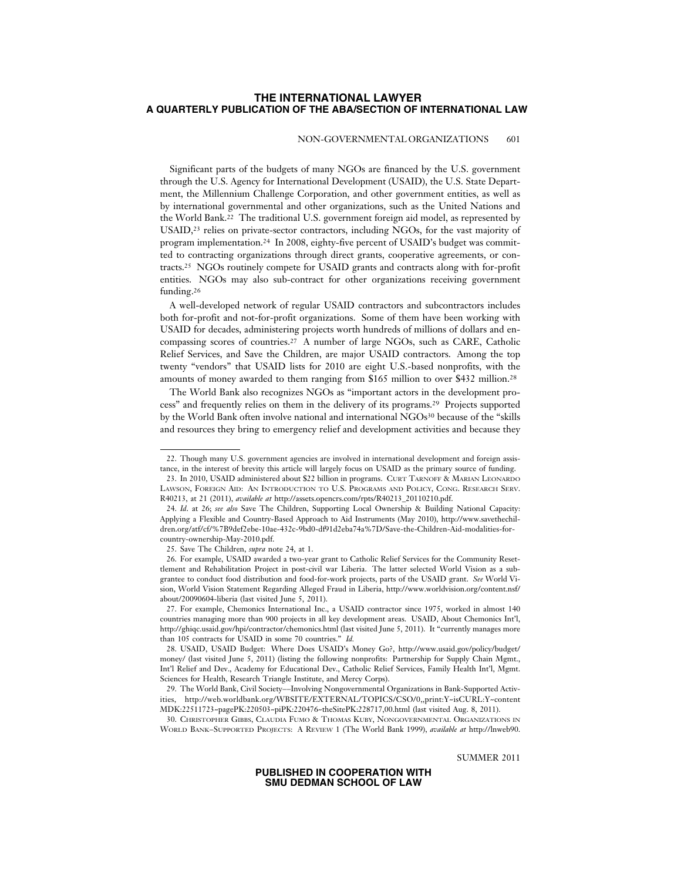Significant parts of the budgets of many NGOs are financed by the U.S. government through the U.S. Agency for International Development (USAID), the U.S. State Department, the Millennium Challenge Corporation, and other government entities, as well as by international governmental and other organizations, such as the United Nations and the World Bank.[22] The traditional U.S. government foreign aid model, as represented by USAID,[23] relies on private-sector contractors, including NGOs, for the vast majority of program implementation.[24] In 2008, eighty-five percent of USAID's budget was committed to contracting organizations through direct grants, cooperative agreements, or contracts.[25] NGOs routinely compete for USAID grants and contracts along with for-profit entities. NGOs may also sub-contract for other organizations receiving government funding.[26]

A well-developed network of regular USAID contractors and subcontractors includes both for-profit and not-for-profit organizations. Some of them have been working with USAID for decades, administering projects worth hundreds of millions of dollars and encompassing scores of countries.[27] A number of large NGOs, such as CARE, Catholic Relief Services, and Save the Children, are major USAID contractors. Among the top twenty "vendors" that USAID lists for 2010 are eight U.S.-based nonprofits, with the amounts of money awarded to them ranging from $165 million to over $432 million.[28]

The World Bank also recognizes NGOs as "important actors in the development process" and frequently relies on them in the delivery of its programs.[29] Projects supported by the World Bank often involve national and international NGOs[30] because of the "skills and resources they bring to emergency relief and development activities and because they

---

22. Though many U.S. government agencies are involved in international development and foreign assistance, in the interest of brevity this article will largely focus on USAID as the primary source of funding.

23. In 2010, USAID administered about $22 billion in programs. CURT TARNOFF & MARIAN LEONARDO LAWSON, FOREIGN AID: AN INTRODUCTION TO U.S. PROGRAMS AND POLICY, CONG. RESEARCH SERV. R40213, at 21 (2011), *available at* http://assets.opencrs.com/rpts/R40213_20110210.pdf.

24. *Id*. at 26; *see also* Save The Children, Supporting Local Ownership & Building National Capacity: Applying a Flexible and Country-Based Approach to Aid Instruments (May 2010), http://www.savethechildren.org/atf/cf/%7B9def2ebe-10ae-432c-9bd0-df91d2eba74a%7D/Save-the-Children-Aid-modalities-for-country-ownership-May-2010.pdf.

25. Save The Children, *supra* note 24, at 1.

26. For example, USAID awarded a two-year grant to Catholic Relief Services for the Community Resettlement and Rehabilitation Project in post-civil war Liberia. The latter selected World Vision as a subgrantee to conduct food distribution and food-for-work projects, parts of the USAID grant. *See* World Vision, World Vision Statement Regarding Alleged Fraud in Liberia, http://www.worldvision.org/content.nsf/about/20090604-liberia (last visited June 5, 2011).

27. For example, Chemonics International Inc., a USAID contractor since 1975, worked in almost 140 countries managing more than 900 projects in all key development areas. USAID, About Chemonics Int'l, http://ghiqc.usaid.gov/hpi/contractor/chemonics.html (last visited June 5, 2011). It "currently manages more than 105 contracts for USAID in some 70 countries." *Id.*

28. USAID, USAID Budget: Where Does USAID's Money Go?, http://www.usaid.gov/policy/budget/money/ (last visited June 5, 2011) (listing the following nonprofits: Partnership for Supply Chain Mgmt., Int'l Relief and Dev., Academy for Educational Dev., Catholic Relief Services, Family Health Int'l, Mgmt. Sciences for Health, Research Triangle Institute, and Mercy Corps).

29. The World Bank, Civil Society—Involving Nongovernmental Organizations in Bank-Supported Activities, http://web.worldbank.org/WBSITE/EXTERNAL/TOPICS/CSO/0,,print:Y~isCURL:Y~contentMDK:22511723~pagePK:220503~piPK:220476~theSitePK:228717,00.html (last visited Aug. 8, 2011).

30. CHRISTOPHER GIBBS, CLAUDIA FUMO & THOMAS KUBY, NONGOVERNMENTAL ORGANIZATIONS IN WORLD BANK–SUPPORTED PROJECTS: A REVIEW 1 (The World Bank 1999), *available at* http://lnweb90.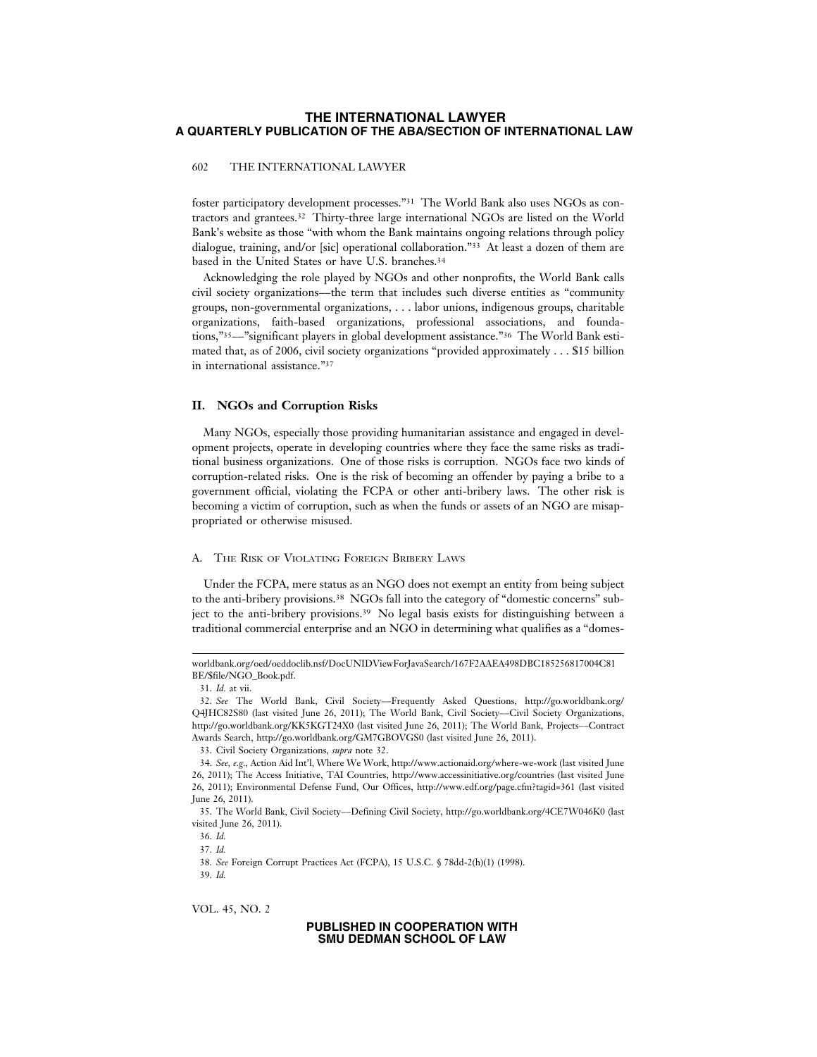foster participatory development processes."[31] The World Bank also uses NGOs as contractors and grantees.[32] Thirty-three large international NGOs are listed on the World Bank's website as those "with whom the Bank maintains ongoing relations through policy dialogue, training, and/or [sic] operational collaboration."[33] At least a dozen of them are based in the United States or have U.S. branches.[34]

Acknowledging the role played by NGOs and other nonprofits, the World Bank calls civil society organizations—the term that includes such diverse entities as "community groups, non-governmental organizations, . . . labor unions, indigenous groups, charitable organizations, faith-based organizations, professional associations, and foundations,"[35]—"significant players in global development assistance."[36] The World Bank estimated that, as of 2006, civil society organizations "provided approximately . . . $15 billion in international assistance."[37]

## II. NGOs and Corruption Risks

Many NGOs, especially those providing humanitarian assistance and engaged in development projects, operate in developing countries where they face the same risks as traditional business organizations. One of those risks is corruption. NGOs face two kinds of corruption-related risks. One is the risk of becoming an offender by paying a bribe to a government official, violating the FCPA or other anti-bribery laws. The other risk is becoming a victim of corruption, such as when the funds or assets of an NGO are misappropriated or otherwise misused.

### A. The Risk of Violating Foreign Bribery Laws

Under the FCPA, mere status as an NGO does not exempt an entity from being subject to the anti-bribery provisions.[38] NGOs fall into the category of "domestic concerns" subject to the anti-bribery provisions.[39] No legal basis exists for distinguishing between a traditional commercial enterprise and an NGO in determining what qualifies as a "domes-

---

worldbank.org/oed/oeddoclib.nsf/DocUNIDViewForJavaSearch/167F2AAEA498DBC185256817004C81BE/$file/NGO_Book.pdf.

31. *Id.* at vii.

32. *See* The World Bank, Civil Society—Frequently Asked Questions, http://go.worldbank.org/Q4JHC82S80 (last visited June 26, 2011); The World Bank, Civil Society—Civil Society Organizations, http://go.worldbank.org/KK5KGT24X0 (last visited June 26, 2011); The World Bank, Projects—Contract Awards Search, http://go.worldbank.org/GM7GBOVGS0 (last visited June 26, 2011).

33. Civil Society Organizations, *supra* note 32.

34. *See, e.g.*, Action Aid Int'l, Where We Work, http://www.actionaid.org/where-we-work (last visited June 26, 2011); The Access Initiative, TAI Countries, http://www.accessinitiative.org/countries (last visited June 26, 2011); Environmental Defense Fund, Our Offices, http://www.edf.org/page.cfm?tagid=361 (last visited June 26, 2011).

35. The World Bank, Civil Society—Defining Civil Society, http://go.worldbank.org/4CE7W046K0 (last visited June 26, 2011).

36. *Id.*

37. *Id.*

38. *See* Foreign Corrupt Practices Act (FCPA), 15 U.S.C. § 78dd-2(h)(1) (1998).

39. *Id.*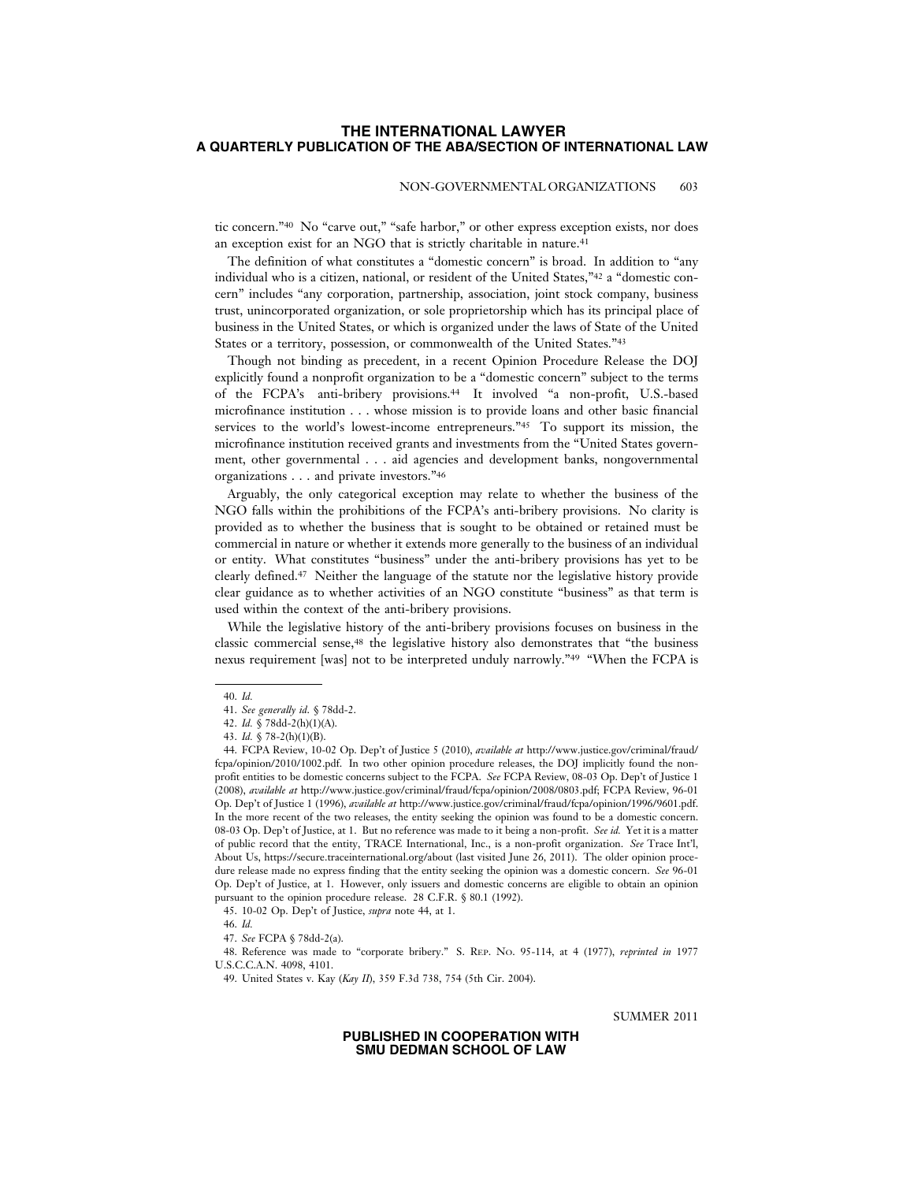tic concern."[40] No "carve out," "safe harbor," or other express exception exists, nor does an exception exist for an NGO that is strictly charitable in nature.[41]

The definition of what constitutes a "domestic concern" is broad. In addition to "any individual who is a citizen, national, or resident of the United States,"[42] a "domestic concern" includes "any corporation, partnership, association, joint stock company, business trust, unincorporated organization, or sole proprietorship which has its principal place of business in the United States, or which is organized under the laws of State of the United States or a territory, possession, or commonwealth of the United States."[43]

Though not binding as precedent, in a recent Opinion Procedure Release the DOJ explicitly found a nonprofit organization to be a "domestic concern" subject to the terms of the FCPA's anti-bribery provisions.[44] It involved "a non-profit, U.S.-based microfinance institution . . . whose mission is to provide loans and other basic financial services to the world's lowest-income entrepreneurs."[45] To support its mission, the microfinance institution received grants and investments from the "United States government, other governmental . . . aid agencies and development banks, nongovernmental organizations . . . and private investors."[46]

Arguably, the only categorical exception may relate to whether the business of the NGO falls within the prohibitions of the FCPA's anti-bribery provisions. No clarity is provided as to whether the business that is sought to be obtained or retained must be commercial in nature or whether it extends more generally to the business of an individual or entity. What constitutes "business" under the anti-bribery provisions has yet to be clearly defined.[47] Neither the language of the statute nor the legislative history provide clear guidance as to whether activities of an NGO constitute "business" as that term is used within the context of the anti-bribery provisions.

While the legislative history of the anti-bribery provisions focuses on business in the classic commercial sense,[48] the legislative history also demonstrates that "the business nexus requirement [was] not to be interpreted unduly narrowly."[49] "When the FCPA is

---

40. *Id.*

41. *See generally id.* § 78dd-2.

42. *Id.* § 78dd-2(h)(1)(A).

43. *Id.* § 78-2(h)(1)(B).

44. FCPA Review, 10-02 Op. Dep't of Justice 5 (2010), *available at* http://www.justice.gov/criminal/fraud/fcpa/opinion/2010/1002.pdf. In two other opinion procedure releases, the DOJ implicitly found the non-profit entities to be domestic concerns subject to the FCPA. *See* FCPA Review, 08-03 Op. Dep't of Justice 1 (2008), *available at* http://www.justice.gov/criminal/fraud/fcpa/opinion/2008/0803.pdf; FCPA Review, 96-01 Op. Dep't of Justice 1 (1996), *available at* http://www.justice.gov/criminal/fraud/fcpa/opinion/1996/9601.pdf. In the more recent of the two releases, the entity seeking the opinion was found to be a domestic concern. 08-03 Op. Dep't of Justice, at 1. But no reference was made to it being a non-profit. *See id.* Yet it is a matter of public record that the entity, TRACE International, Inc., is a non-profit organization. *See* Trace Int'l, About Us, https://secure.traceinternational.org/about (last visited June 26, 2011). The older opinion procedure release made no express finding that the entity seeking the opinion was a domestic concern. *See* 96-01 Op. Dep't of Justice, at 1. However, only issuers and domestic concerns are eligible to obtain an opinion pursuant to the opinion procedure release. 28 C.F.R. § 80.1 (1992).

45. 10-02 Op. Dep't of Justice, *supra* note 44, at 1.

46. *Id.*

47. *See* FCPA § 78dd-2(a).

48. Reference was made to "corporate bribery." S. REP. NO. 95-114, at 4 (1977), *reprinted in* 1977 U.S.C.C.A.N. 4098, 4101.

49. United States v. Kay (*Kay II*), 359 F.3d 738, 754 (5th Cir. 2004).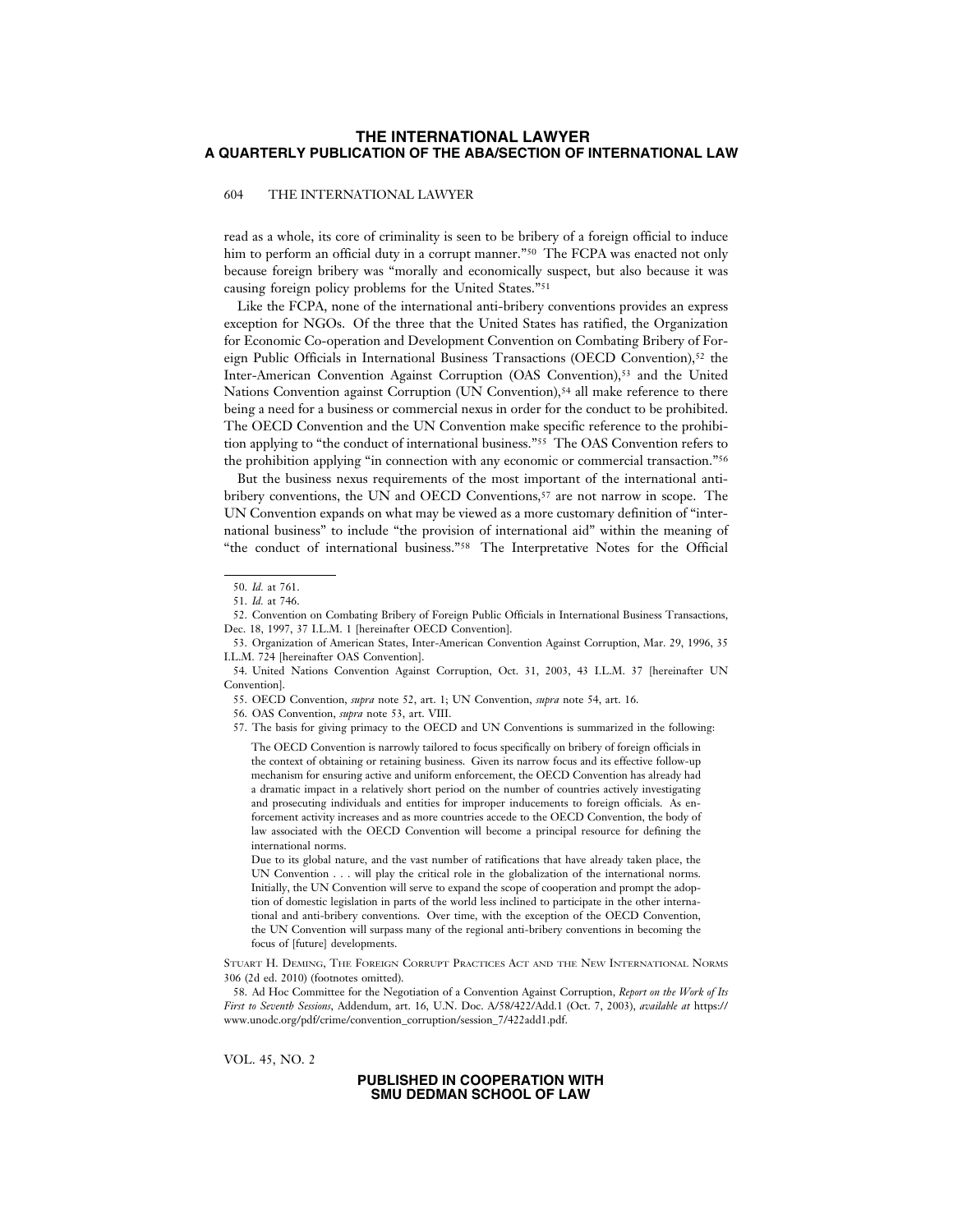read as a whole, its core of criminality is seen to be bribery of a foreign official to induce him to perform an official duty in a corrupt manner."[50] The FCPA was enacted not only because foreign bribery was "morally and economically suspect, but also because it was causing foreign policy problems for the United States."[51]

Like the FCPA, none of the international anti-bribery conventions provides an express exception for NGOs. Of the three that the United States has ratified, the Organization for Economic Co-operation and Development Convention on Combating Bribery of Foreign Public Officials in International Business Transactions (OECD Convention),[52] the Inter-American Convention Against Corruption (OAS Convention),[53] and the United Nations Convention against Corruption (UN Convention),[54] all make reference to there being a need for a business or commercial nexus in order for the conduct to be prohibited. The OECD Convention and the UN Convention make specific reference to the prohibition applying to "the conduct of international business."[55] The OAS Convention refers to the prohibition applying "in connection with any economic or commercial transaction."[56]

But the business nexus requirements of the most important of the international anti-bribery conventions, the UN and OECD Conventions,[57] are not narrow in scope. The UN Convention expands on what may be viewed as a more customary definition of "international business" to include "the provision of international aid" within the meaning of "the conduct of international business."[58] The Interpretative Notes for the Official

---

50. *Id.* at 761.

51. *Id.* at 746.

52. Convention on Combating Bribery of Foreign Public Officials in International Business Transactions, Dec. 18, 1997, 37 I.L.M. 1 [hereinafter OECD Convention].

53. Organization of American States, Inter-American Convention Against Corruption, Mar. 29, 1996, 35 I.L.M. 724 [hereinafter OAS Convention].

54. United Nations Convention Against Corruption, Oct. 31, 2003, 43 I.L.M. 37 [hereinafter UN Convention].

55. OECD Convention, *supra* note 52, art. 1; UN Convention, *supra* note 54, art. 16.

56. OAS Convention, *supra* note 53, art. VIII.

57. The basis for giving primacy to the OECD and UN Conventions is summarized in the following:

> The OECD Convention is narrowly tailored to focus specifically on bribery of foreign officials in the context of obtaining or retaining business. Given its narrow focus and its effective follow-up mechanism for ensuring active and uniform enforcement, the OECD Convention has already had a dramatic impact in a relatively short period on the number of countries actively investigating and prosecuting individuals and entities for improper inducements to foreign officials. As enforcement activity increases and as more countries accede to the OECD Convention, the body of law associated with the OECD Convention will become a principal resource for defining the international norms.
>
> Due to its global nature, and the vast number of ratifications that have already taken place, the UN Convention . . . will play the critical role in the globalization of the international norms. Initially, the UN Convention will serve to expand the scope of cooperation and prompt the adoption of domestic legislation in parts of the world less inclined to participate in the other international and anti-bribery conventions. Over time, with the exception of the OECD Convention, the UN Convention will surpass many of the regional anti-bribery conventions in becoming the focus of [future] developments.

STUART H. DEMING, THE FOREIGN CORRUPT PRACTICES ACT AND THE NEW INTERNATIONAL NORMS 306 (2d ed. 2010) (footnotes omitted).

58. Ad Hoc Committee for the Negotiation of a Convention Against Corruption, *Report on the Work of Its First to Seventh Sessions*, Addendum, art. 16, U.N. Doc. A/58/422/Add.1 (Oct. 7, 2003), *available at* https://www.unodc.org/pdf/crime/convention_corruption/session_7/422add1.pdf.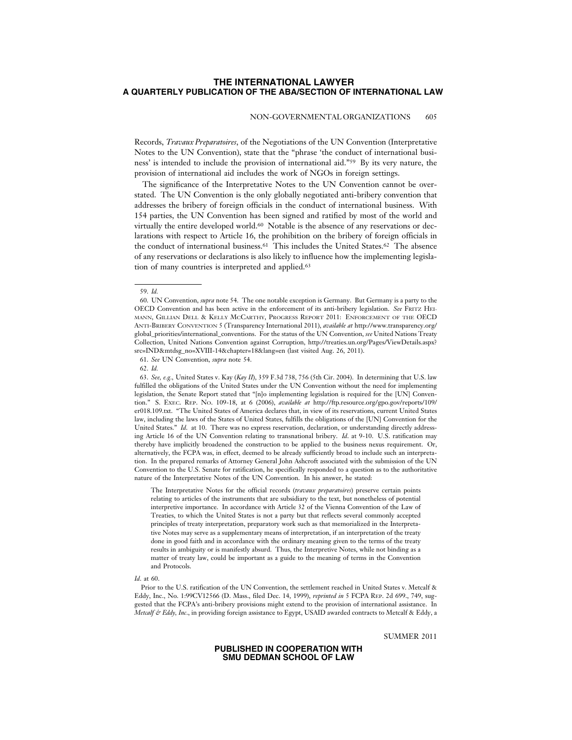Records, *Travaux Preparatoires*, of the Negotiations of the UN Convention (Interpretative Notes to the UN Convention), state that the "phrase 'the conduct of international business' is intended to include the provision of international aid."[59] By its very nature, the provision of international aid includes the work of NGOs in foreign settings.

The significance of the Interpretative Notes to the UN Convention cannot be overstated. The UN Convention is the only globally negotiated anti-bribery convention that addresses the bribery of foreign officials in the conduct of international business. With 154 parties, the UN Convention has been signed and ratified by most of the world and virtually the entire developed world.[60] Notable is the absence of any reservations or declarations with respect to Article 16, the prohibition on the bribery of foreign officials in the conduct of international business.[61] This includes the United States.[62] The absence of any reservations or declarations is also likely to influence how the implementing legislation of many countries is interpreted and applied.[63]

---

59. *Id.*

60. UN Convention, *supra* note 54. The one notable exception is Germany. But Germany is a party to the OECD Convention and has been active in the enforcement of its anti-bribery legislation. *See* FRITZ HEIMANN, GILLIAN DELL & KELLY MCCARTHY, PROGRESS REPORT 2011: ENFORCEMENT OF THE OECD ANTI-BRIBERY CONVENTION 5 (Transparency International 2011), *available at* http://www.transparency.org/global_priorities/international_conventions. For the status of the UN Convention, *see* United Nations Treaty Collection, United Nations Convention against Corruption, http://treaties.un.org/Pages/ViewDetails.aspx?src=IND&mtdsg_no=XVIII-14&chapter=18&lang=en (last visited Aug. 26, 2011).

61. *See* UN Convention, *supra* note 54.

62. *Id.*

63. *See, e.g.*, United States v. Kay (*Kay II*), 359 F.3d 738, 756 (5th Cir. 2004). In determining that U.S. law fulfilled the obligations of the United States under the UN Convention without the need for implementing legislation, the Senate Report stated that "[n]o implementing legislation is required for the [UN] Convention." S. EXEC. REP. NO. 109-18, at 6 (2006), *available at* http://ftp.resource.org/gpo.gov/reports/109/er018.109.txt. "The United States of America declares that, in view of its reservations, current United States law, including the laws of the States of United States, fulfills the obligations of the [UN] Convention for the United States." *Id.* at 10. There was no express reservation, declaration, or understanding directly addressing Article 16 of the UN Convention relating to transnational bribery. *Id.* at 9-10. U.S. ratification may thereby have implicitly broadened the construction to be applied to the business nexus requirement. Or, alternatively, the FCPA was, in effect, deemed to be already sufficiently broad to include such an interpretation. In the prepared remarks of Attorney General John Ashcroft associated with the submission of the UN Convention to the U.S. Senate for ratification, he specifically responded to a question as to the authoritative nature of the Interpretative Notes of the UN Convention. In his answer, he stated:

> The Interpretative Notes for the official records (*travaux preparatoires*) preserve certain points relating to articles of the instruments that are subsidiary to the text, but nonetheless of potential interpretive importance. In accordance with Article 32 of the Vienna Convention of the Law of Treaties, to which the United States is not a party but that reflects several commonly accepted principles of treaty interpretation, preparatory work such as that memorialized in the Interpretative Notes may serve as a supplementary means of interpretation, if an interpretation of the treaty done in good faith and in accordance with the ordinary meaning given to the terms of the treaty results in ambiguity or is manifestly absurd. Thus, the Interpretive Notes, while not binding as a matter of treaty law, could be important as a guide to the meaning of terms in the Convention and Protocols.

*Id.* at 60.

Prior to the U.S. ratification of the UN Convention, the settlement reached in United States v. Metcalf & Eddy, Inc., No. 1:99CV12566 (D. Mass., filed Dec. 14, 1999), *reprinted in* 5 FCPA REP. 2d 699., 749, suggested that the FCPA's anti-bribery provisions might extend to the provision of international assistance. In *Metcalf & Eddy, Inc.*, in providing foreign assistance to Egypt, USAID awarded contracts to Metcalf & Eddy, a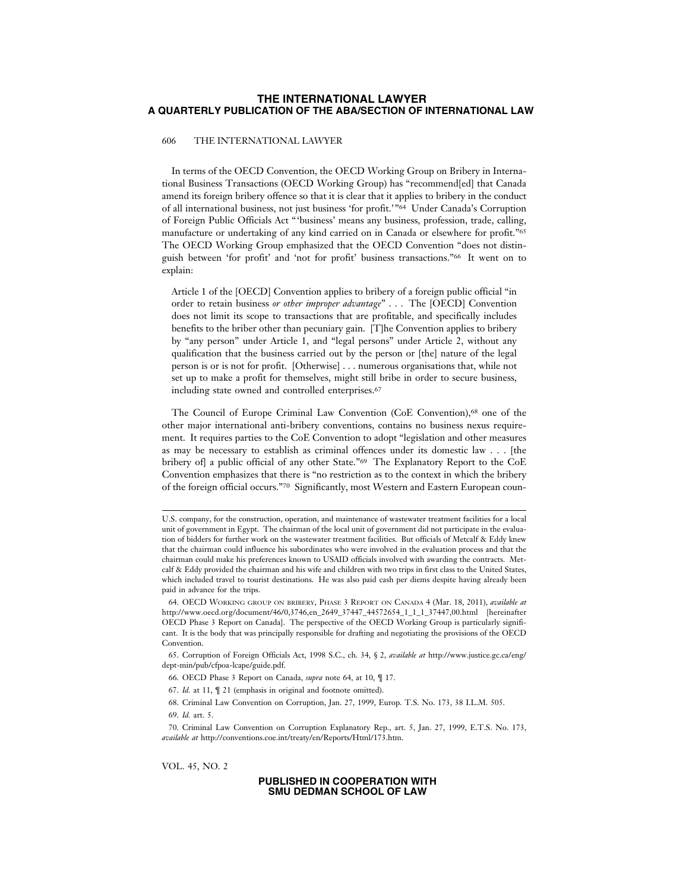In terms of the OECD Convention, the OECD Working Group on Bribery in International Business Transactions (OECD Working Group) has "recommend[ed] that Canada amend its foreign bribery offence so that it is clear that it applies to bribery in the conduct of all international business, not just business 'for profit.'"[64] Under Canada's Corruption of Foreign Public Officials Act "'business' means any business, profession, trade, calling, manufacture or undertaking of any kind carried on in Canada or elsewhere for profit."[65] The OECD Working Group emphasized that the OECD Convention "does not distinguish between 'for profit' and 'not for profit' business transactions."[66] It went on to explain:

> Article 1 of the [OECD] Convention applies to bribery of a foreign public official "in order to retain business *or other improper advantage*" . . . The [OECD] Convention does not limit its scope to transactions that are profitable, and specifically includes benefits to the briber other than pecuniary gain. [T]he Convention applies to bribery by "any person" under Article 1, and "legal persons" under Article 2, without any qualification that the business carried out by the person or [the] nature of the legal person is or is not for profit. [Otherwise] . . . numerous organisations that, while not set up to make a profit for themselves, might still bribe in order to secure business, including state owned and controlled enterprises.[67]

The Council of Europe Criminal Law Convention (CoE Convention),[68] one of the other major international anti-bribery conventions, contains no business nexus requirement. It requires parties to the CoE Convention to adopt "legislation and other measures as may be necessary to establish as criminal offences under its domestic law . . . [the bribery of] a public official of any other State."[69] The Explanatory Report to the CoE Convention emphasizes that there is "no restriction as to the context in which the bribery of the foreign official occurs."[70] Significantly, most Western and Eastern European coun-

---

U.S. company, for the construction, operation, and maintenance of wastewater treatment facilities for a local unit of government in Egypt. The chairman of the local unit of government did not participate in the evaluation of bidders for further work on the wastewater treatment facilities. But officials of Metcalf & Eddy knew that the chairman could influence his subordinates who were involved in the evaluation process and that the chairman could make his preferences known to USAID officials involved with awarding the contracts. Metcalf & Eddy provided the chairman and his wife and children with two trips in first class to the United States, which included travel to tourist destinations. He was also paid cash per diems despite having already been paid in advance for the trips.

64. OECD Working group on bribery, Phase 3 Report on Canada 4 (Mar. 18, 2011), *available at* http://www.oecd.org/document/46/0,3746,en_2649_37447_44572654_1_1_1_37447,00.html [hereinafter OECD Phase 3 Report on Canada]. The perspective of the OECD Working Group is particularly significant. It is the body that was principally responsible for drafting and negotiating the provisions of the OECD Convention.

65. Corruption of Foreign Officials Act, 1998 S.C., ch. 34, § 2, *available at* http://www.justice.gc.ca/eng/dept-min/pub/cfpoa-lcape/guide.pdf.

66. OECD Phase 3 Report on Canada, *supra* note 64, at 10, ¶ 17.

67. *Id.* at 11, ¶ 21 (emphasis in original and footnote omitted).

68. Criminal Law Convention on Corruption, Jan. 27, 1999, Europ. T.S. No. 173, 38 I.L.M. 505.

69. *Id.* art. 5.

70. Criminal Law Convention on Corruption Explanatory Rep., art. 5, Jan. 27, 1999, E.T.S. No. 173, *available at* http://conventions.coe.int/treaty/en/Reports/Html/173.htm.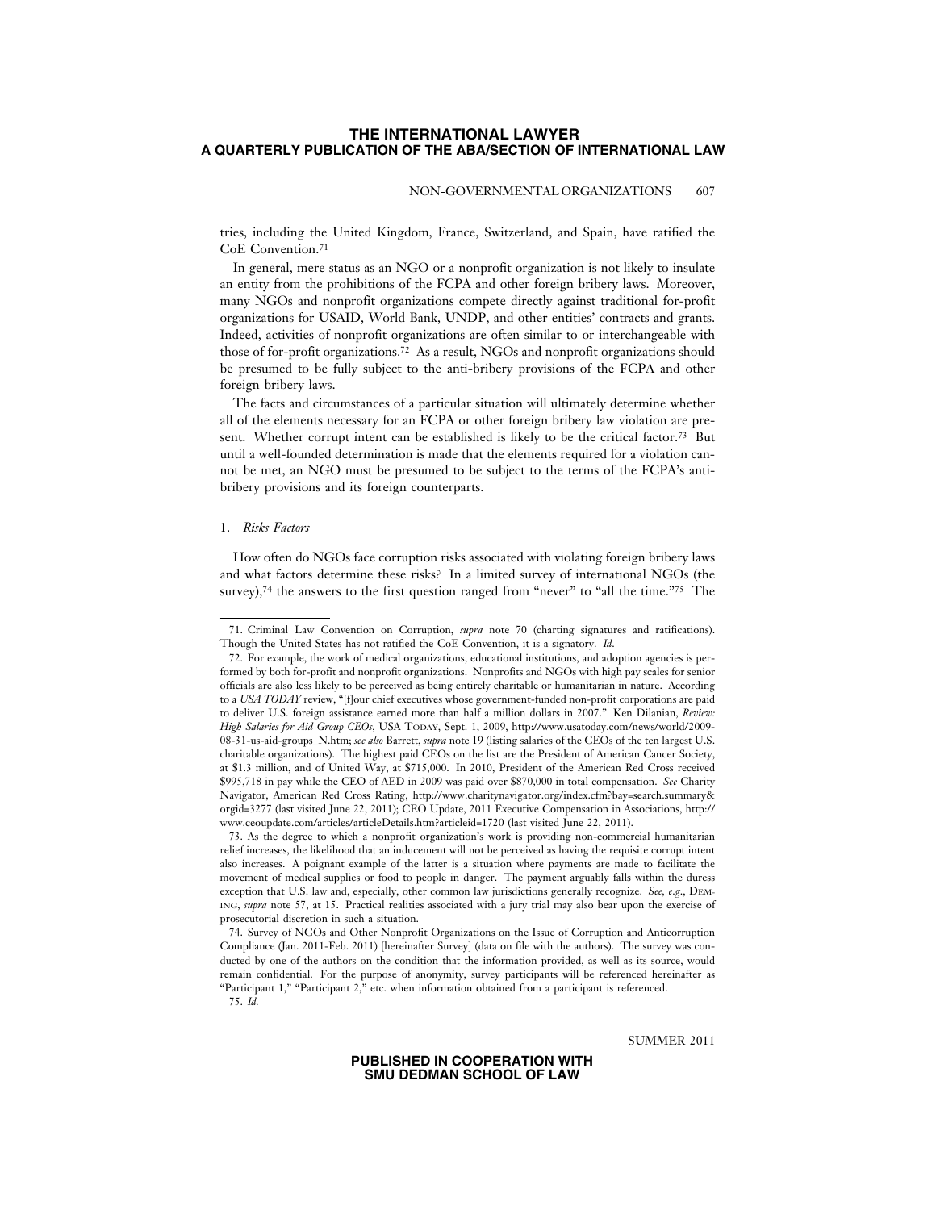tries, including the United Kingdom, France, Switzerland, and Spain, have ratified the CoE Convention.[71]

In general, mere status as an NGO or a nonprofit organization is not likely to insulate an entity from the prohibitions of the FCPA and other foreign bribery laws. Moreover, many NGOs and nonprofit organizations compete directly against traditional for-profit organizations for USAID, World Bank, UNDP, and other entities' contracts and grants. Indeed, activities of nonprofit organizations are often similar to or interchangeable with those of for-profit organizations.[72] As a result, NGOs and nonprofit organizations should be presumed to be fully subject to the anti-bribery provisions of the FCPA and other foreign bribery laws.

The facts and circumstances of a particular situation will ultimately determine whether all of the elements necessary for an FCPA or other foreign bribery law violation are present. Whether corrupt intent can be established is likely to be the critical factor.[73] But until a well-founded determination is made that the elements required for a violation cannot be met, an NGO must be presumed to be subject to the terms of the FCPA's anti-bribery provisions and its foreign counterparts.

### 1. *Risks Factors*

How often do NGOs face corruption risks associated with violating foreign bribery laws and what factors determine these risks? In a limited survey of international NGOs (the survey),[74] the answers to the first question ranged from "never" to "all the time."[75] The

---

71. Criminal Law Convention on Corruption, *supra* note 70 (charting signatures and ratifications). Though the United States has not ratified the CoE Convention, it is a signatory. *Id*.

72. For example, the work of medical organizations, educational institutions, and adoption agencies is performed by both for-profit and nonprofit organizations. Nonprofits and NGOs with high pay scales for senior officials are also less likely to be perceived as being entirely charitable or humanitarian in nature. According to a *USA TODAY* review, "[f]our chief executives whose government-funded non-profit corporations are paid to deliver U.S. foreign assistance earned more than half a million dollars in 2007." Ken Dilanian, *Review: High Salaries for Aid Group CEOs*, USA TODAY, Sept. 1, 2009, http://www.usatoday.com/news/world/2009-08-31-us-aid-groups_N.htm; *see also* Barrett, *supra* note 19 (listing salaries of the CEOs of the ten largest U.S. charitable organizations). The highest paid CEOs on the list are the President of American Cancer Society, at $1.3 million, and of United Way, at $715,000. In 2010, President of the American Red Cross received $995,718 in pay while the CEO of AED in 2009 was paid over $870,000 in total compensation. *See* Charity Navigator, American Red Cross Rating, http://www.charitynavigator.org/index.cfm?bay=search.summary&orgid=3277 (last visited June 22, 2011); CEO Update, 2011 Executive Compensation in Associations, http://www.ceoupdate.com/articles/articleDetails.htm?articleid=1720 (last visited June 22, 2011).

73. As the degree to which a nonprofit organization's work is providing non-commercial humanitarian relief increases, the likelihood that an inducement will not be perceived as having the requisite corrupt intent also increases. A poignant example of the latter is a situation where payments are made to facilitate the movement of medical supplies or food to people in danger. The payment arguably falls within the duress exception that U.S. law and, especially, other common law jurisdictions generally recognize. *See, e.g.*, DEMING, *supra* note 57, at 15. Practical realities associated with a jury trial may also bear upon the exercise of prosecutorial discretion in such a situation.

74. Survey of NGOs and Other Nonprofit Organizations on the Issue of Corruption and Anticorruption Compliance (Jan. 2011-Feb. 2011) [hereinafter Survey] (data on file with the authors). The survey was conducted by one of the authors on the condition that the information provided, as well as its source, would remain confidential. For the purpose of anonymity, survey participants will be referenced hereinafter as "Participant 1," "Participant 2," etc. when information obtained from a participant is referenced.

75. *Id.*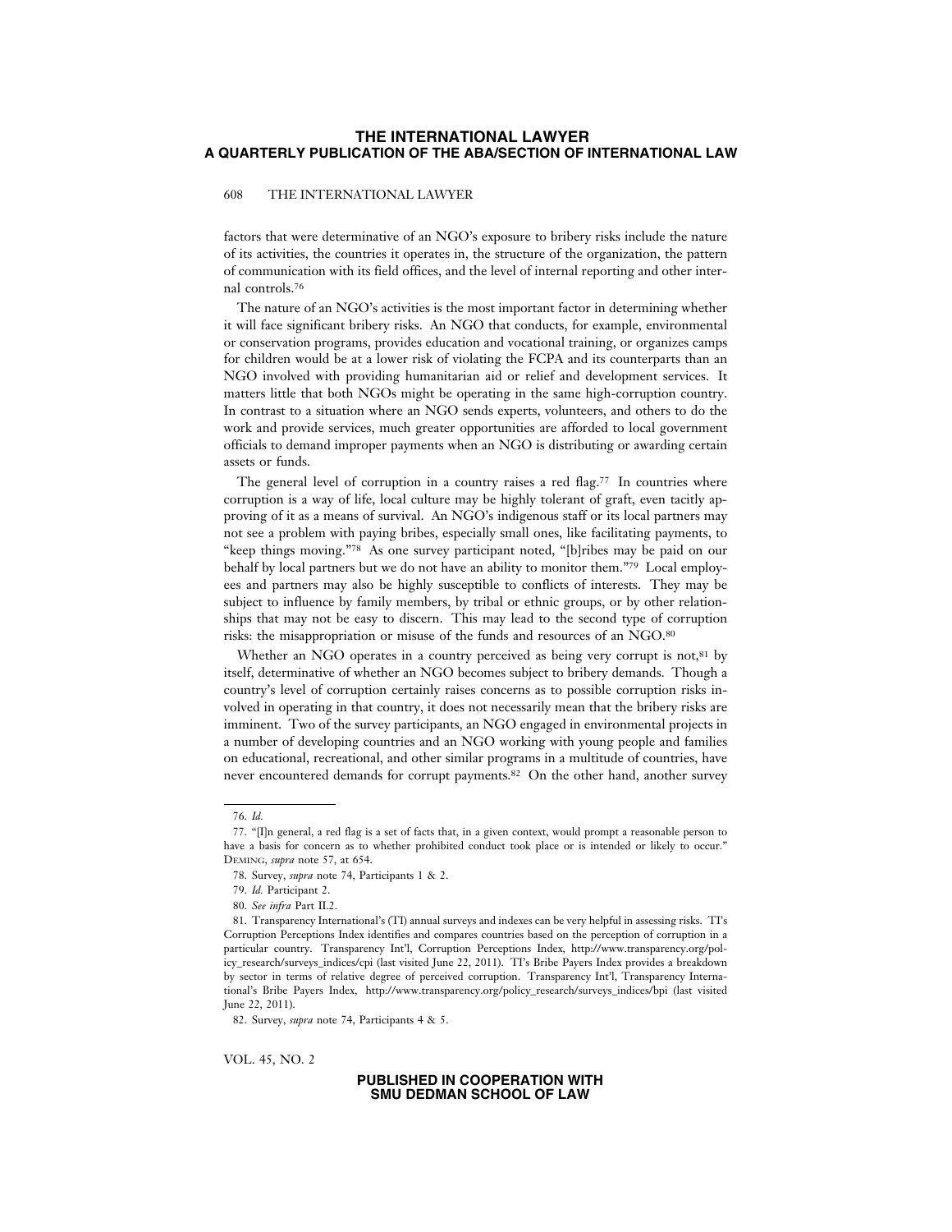factors that were determinative of an NGO's exposure to bribery risks include the nature of its activities, the countries it operates in, the structure of the organization, the pattern of communication with its field offices, and the level of internal reporting and other internal controls.[76]

The nature of an NGO's activities is the most important factor in determining whether it will face significant bribery risks. An NGO that conducts, for example, environmental or conservation programs, provides education and vocational training, or organizes camps for children would be at a lower risk of violating the FCPA and its counterparts than an NGO involved with providing humanitarian aid or relief and development services. It matters little that both NGOs might be operating in the same high-corruption country. In contrast to a situation where an NGO sends experts, volunteers, and others to do the work and provide services, much greater opportunities are afforded to local government officials to demand improper payments when an NGO is distributing or awarding certain assets or funds.

The general level of corruption in a country raises a red flag.[77] In countries where corruption is a way of life, local culture may be highly tolerant of graft, even tacitly approving of it as a means of survival. An NGO's indigenous staff or its local partners may not see a problem with paying bribes, especially small ones, like facilitating payments, to "keep things moving."[78] As one survey participant noted, "[b]ribes may be paid on our behalf by local partners but we do not have an ability to monitor them."[79] Local employees and partners may also be highly susceptible to conflicts of interests. They may be subject to influence by family members, by tribal or ethnic groups, or by other relationships that may not be easy to discern. This may lead to the second type of corruption risks: the misappropriation or misuse of the funds and resources of an NGO.[80]

Whether an NGO operates in a country perceived as being very corrupt is not,[81] by itself, determinative of whether an NGO becomes subject to bribery demands. Though a country's level of corruption certainly raises concerns as to possible corruption risks involved in operating in that country, it does not necessarily mean that the bribery risks are imminent. Two of the survey participants, an NGO engaged in environmental projects in a number of developing countries and an NGO working with young people and families on educational, recreational, and other similar programs in a multitude of countries, have never encountered demands for corrupt payments.[82] On the other hand, another survey

---

76. *Id.*

77. "[I]n general, a red flag is a set of facts that, in a given context, would prompt a reasonable person to have a basis for concern as to whether prohibited conduct took place or is intended or likely to occur." DEMING, *supra* note 57, at 654.

78. Survey, *supra* note 74, Participants 1 & 2.

79. *Id.* Participant 2.

80. *See infra* Part II.2.

81. Transparency International's (TI) annual surveys and indexes can be very helpful in assessing risks. TI's Corruption Perceptions Index identifies and compares countries based on the perception of corruption in a particular country. Transparency Int'l, Corruption Perceptions Index, http://www.transparency.org/policy_research/surveys_indices/cpi (last visited June 22, 2011). TI's Bribe Payers Index provides a breakdown by sector in terms of relative degree of perceived corruption. Transparency Int'l, Transparency International's Bribe Payers Index, http://www.transparency.org/policy_research/surveys_indices/bpi (last visited June 22, 2011).

82. Survey, *supra* note 74, Participants 4 & 5.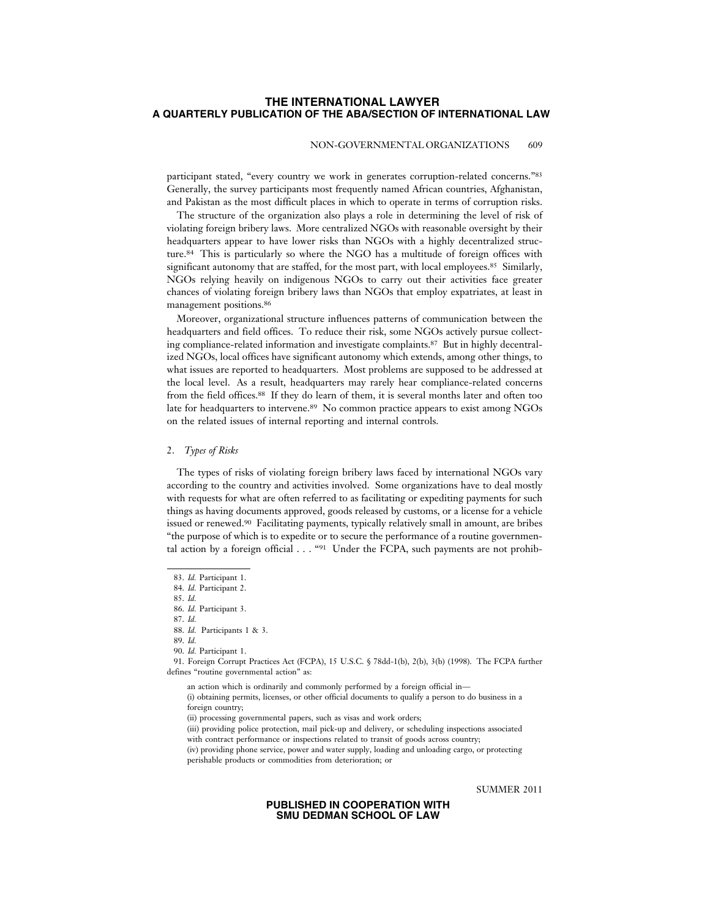participant stated, "every country we work in generates corruption-related concerns."[83] Generally, the survey participants most frequently named African countries, Afghanistan, and Pakistan as the most difficult places in which to operate in terms of corruption risks.

The structure of the organization also plays a role in determining the level of risk of violating foreign bribery laws. More centralized NGOs with reasonable oversight by their headquarters appear to have lower risks than NGOs with a highly decentralized structure.[84] This is particularly so where the NGO has a multitude of foreign offices with significant autonomy that are staffed, for the most part, with local employees.[85] Similarly, NGOs relying heavily on indigenous NGOs to carry out their activities face greater chances of violating foreign bribery laws than NGOs that employ expatriates, at least in management positions.[86]

Moreover, organizational structure influences patterns of communication between the headquarters and field offices. To reduce their risk, some NGOs actively pursue collecting compliance-related information and investigate complaints.[87] But in highly decentralized NGOs, local offices have significant autonomy which extends, among other things, to what issues are reported to headquarters. Most problems are supposed to be addressed at the local level. As a result, headquarters may rarely hear compliance-related concerns from the field offices.[88] If they do learn of them, it is several months later and often too late for headquarters to intervene.[89] No common practice appears to exist among NGOs on the related issues of internal reporting and internal controls.

### 2. *Types of Risks*

The types of risks of violating foreign bribery laws faced by international NGOs vary according to the country and activities involved. Some organizations have to deal mostly with requests for what are often referred to as facilitating or expediting payments for such things as having documents approved, goods released by customs, or a license for a vehicle issued or renewed.[90] Facilitating payments, typically relatively small in amount, are bribes "the purpose of which is to expedite or to secure the performance of a routine governmental action by a foreign official . . . "[91] Under the FCPA, such payments are not prohib-

---

83. *Id.* Participant 1.

84. *Id.* Participant 2.

85. *Id.*

86. *Id.* Participant 3.

87. *Id.*

88. *Id.* Participants 1 & 3.

89. *Id.*

90. *Id.* Participant 1.

91. Foreign Corrupt Practices Act (FCPA), 15 U.S.C. § 78dd-1(b), 2(b), 3(b) (1998). The FCPA further defines "routine governmental action" as:

> an action which is ordinarily and commonly performed by a foreign official in—
> (i) obtaining permits, licenses, or other official documents to qualify a person to do business in a foreign country;
> (ii) processing governmental papers, such as visas and work orders;
> (iii) providing police protection, mail pick-up and delivery, or scheduling inspections associated with contract performance or inspections related to transit of goods across country;
> (iv) providing phone service, power and water supply, loading and unloading cargo, or protecting perishable products or commodities from deterioration; or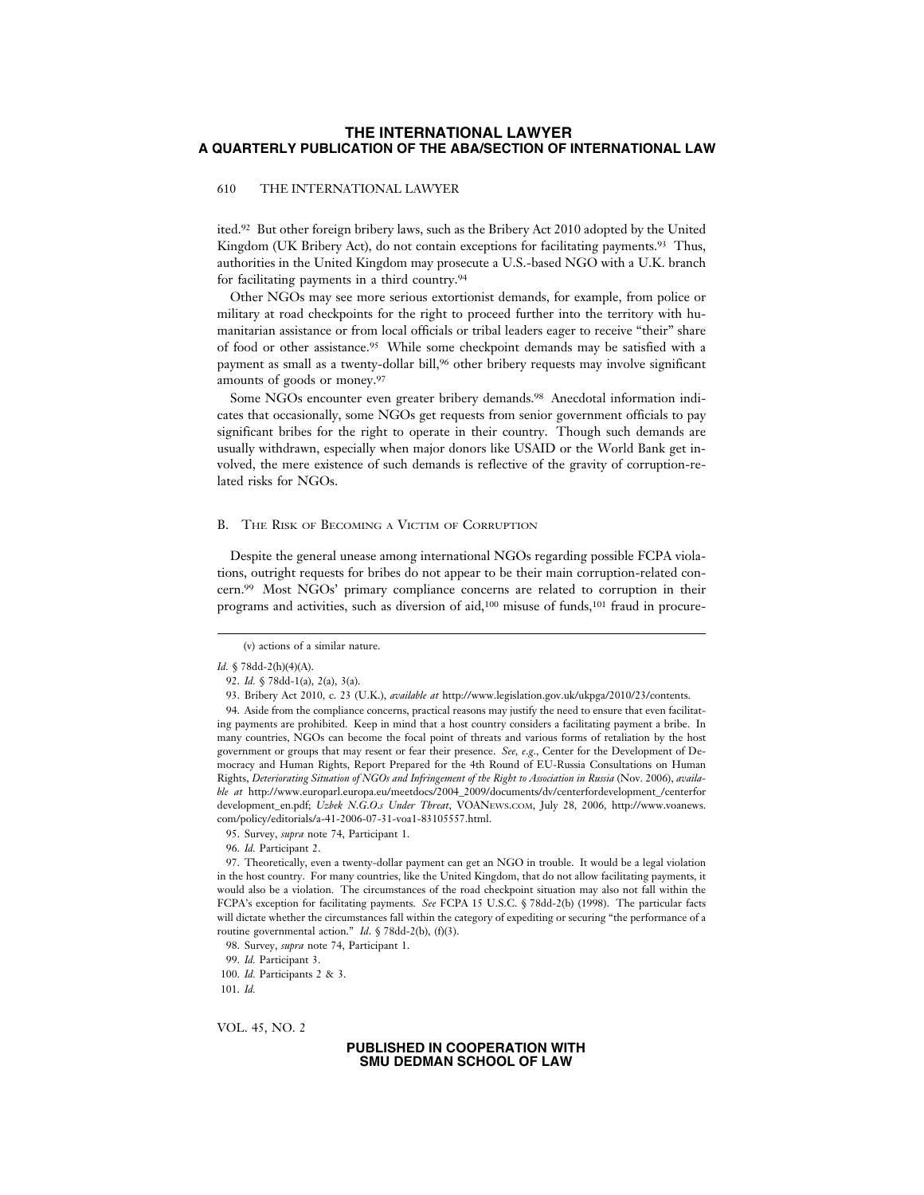ited.[92] But other foreign bribery laws, such as the Bribery Act 2010 adopted by the United Kingdom (UK Bribery Act), do not contain exceptions for facilitating payments.[93] Thus, authorities in the United Kingdom may prosecute a U.S.-based NGO with a U.K. branch for facilitating payments in a third country.[94]

Other NGOs may see more serious extortionist demands, for example, from police or military at road checkpoints for the right to proceed further into the territory with humanitarian assistance or from local officials or tribal leaders eager to receive "their" share of food or other assistance.[95] While some checkpoint demands may be satisfied with a payment as small as a twenty-dollar bill,[96] other bribery requests may involve significant amounts of goods or money.[97]

Some NGOs encounter even greater bribery demands.[98] Anecdotal information indicates that occasionally, some NGOs get requests from senior government officials to pay significant bribes for the right to operate in their country. Though such demands are usually withdrawn, especially when major donors like USAID or the World Bank get involved, the mere existence of such demands is reflective of the gravity of corruption-related risks for NGOs.

## B. The Risk of Becoming a Victim of Corruption

Despite the general unease among international NGOs regarding possible FCPA violations, outright requests for bribes do not appear to be their main corruption-related concern.[99] Most NGOs' primary compliance concerns are related to corruption in their programs and activities, such as diversion of aid,[100] misuse of funds,[101] fraud in procure-

---

(v) actions of a similar nature.

*Id.* § 78dd-2(h)(4)(A).

92. *Id.* § 78dd-1(a), 2(a), 3(a).

93. Bribery Act 2010, c. 23 (U.K.), *available at* http://www.legislation.gov.uk/ukpga/2010/23/contents.

94. Aside from the compliance concerns, practical reasons may justify the need to ensure that even facilitating payments are prohibited. Keep in mind that a host country considers a facilitating payment a bribe. In many countries, NGOs can become the focal point of threats and various forms of retaliation by the host government or groups that may resent or fear their presence. *See, e.g.*, Center for the Development of Democracy and Human Rights, Report Prepared for the 4th Round of EU-Russia Consultations on Human Rights, *Deteriorating Situation of NGOs and Infringement of the Right to Association in Russia* (Nov. 2006), *available at* http://www.europarl.europa.eu/meetdocs/2004_2009/documents/dv/centerfordevelopment_/centerfordevelopment_en.pdf; *Uzbek N.G.O.s Under Threat*, VOANEWS.COM, July 28, 2006, http://www.voanews.com/policy/editorials/a-41-2006-07-31-voa1-83105557.html.

95. Survey, *supra* note 74, Participant 1.

96. *Id.* Participant 2.

97. Theoretically, even a twenty-dollar payment can get an NGO in trouble. It would be a legal violation in the host country. For many countries, like the United Kingdom, that do not allow facilitating payments, it would also be a violation. The circumstances of the road checkpoint situation may also not fall within the FCPA's exception for facilitating payments. *See* FCPA 15 U.S.C. § 78dd-2(b) (1998). The particular facts will dictate whether the circumstances fall within the category of expediting or securing "the performance of a routine governmental action." *Id*. § 78dd-2(b), (f)(3).

98. Survey, *supra* note 74, Participant 1.

99. *Id.* Participant 3.

100. *Id.* Participants 2 & 3.

101. *Id.*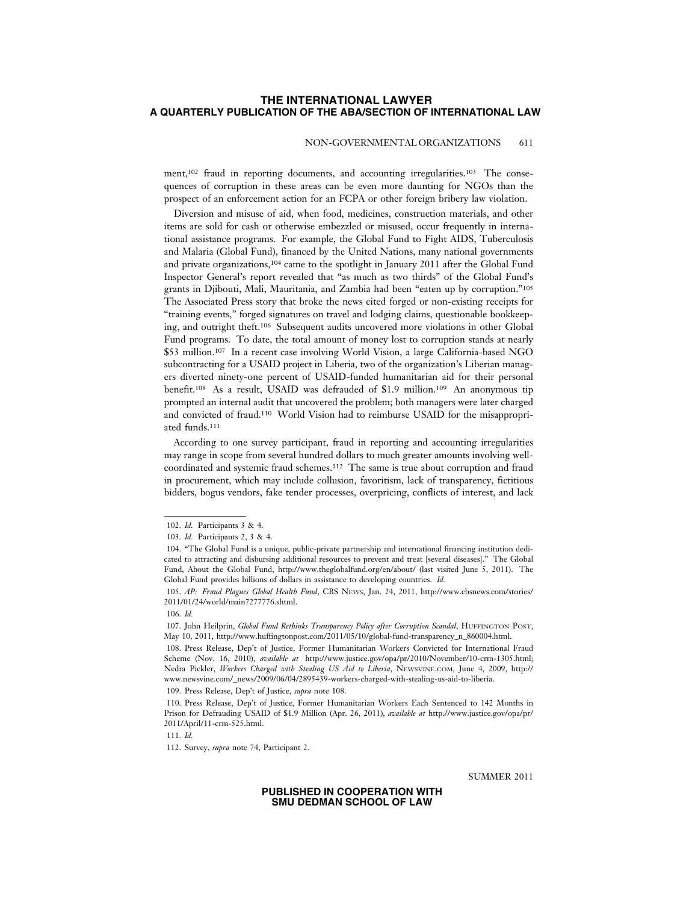ment,[102] fraud in reporting documents, and accounting irregularities.[103] The consequences of corruption in these areas can be even more daunting for NGOs than the prospect of an enforcement action for an FCPA or other foreign bribery law violation.

Diversion and misuse of aid, when food, medicines, construction materials, and other items are sold for cash or otherwise embezzled or misused, occur frequently in international assistance programs. For example, the Global Fund to Fight AIDS, Tuberculosis and Malaria (Global Fund), financed by the United Nations, many national governments and private organizations,[104] came to the spotlight in January 2011 after the Global Fund Inspector General's report revealed that "as much as two thirds" of the Global Fund's grants in Djibouti, Mali, Mauritania, and Zambia had been "eaten up by corruption."[105] The Associated Press story that broke the news cited forged or non-existing receipts for "training events," forged signatures on travel and lodging claims, questionable bookkeeping, and outright theft.[106] Subsequent audits uncovered more violations in other Global Fund programs. To date, the total amount of money lost to corruption stands at nearly $53 million.[107] In a recent case involving World Vision, a large California-based NGO subcontracting for a USAID project in Liberia, two of the organization's Liberian managers diverted ninety-one percent of USAID-funded humanitarian aid for their personal benefit.[108] As a result, USAID was defrauded of $1.9 million.[109] An anonymous tip prompted an internal audit that uncovered the problem; both managers were later charged and convicted of fraud.[110] World Vision had to reimburse USAID for the misappropriated funds.[111]

According to one survey participant, fraud in reporting and accounting irregularities may range in scope from several hundred dollars to much greater amounts involving well-coordinated and systemic fraud schemes.[112] The same is true about corruption and fraud in procurement, which may include collusion, favoritism, lack of transparency, fictitious bidders, bogus vendors, fake tender processes, overpricing, conflicts of interest, and lack

---

102. *Id.* Participants 3 & 4.

103. *Id.* Participants 2, 3 & 4.

104. "The Global Fund is a unique, public-private partnership and international financing institution dedicated to attracting and disbursing additional resources to prevent and treat [several diseases]." The Global Fund, About the Global Fund, http://www.theglobalfund.org/en/about/ (last visited June 5, 2011). The Global Fund provides billions of dollars in assistance to developing countries. *Id.*

105. *AP: Fraud Plagues Global Health Fund*, CBS NEWS, Jan. 24, 2011, http://www.cbsnews.com/stories/2011/01/24/world/main7277776.shtml.

106. *Id.*

107. John Heilprin, *Global Fund Rethinks Transparency Policy after Corruption Scandal*, HUFFINGTON POST, May 10, 2011, http://www.huffingtonpost.com/2011/05/10/global-fund-transparency_n_860004.html.

108. Press Release, Dep't of Justice, Former Humanitarian Workers Convicted for International Fraud Scheme (Nov. 16, 2010), *available at* http://www.justice.gov/opa/pr/2010/November/10-crm-1305.html; Nedra Pickler, *Workers Charged with Stealing US Aid to Liberia*, NEWSVINE.COM, June 4, 2009, http://www.newsvine.com/_news/2009/06/04/2895439-workers-charged-with-stealing-us-aid-to-liberia.

109. Press Release, Dep't of Justice, *supra* note 108.

110. Press Release, Dep't of Justice, Former Humanitarian Workers Each Sentenced to 142 Months in Prison for Defrauding USAID of $1.9 Million (Apr. 26, 2011), *available at* http://www.justice.gov/opa/pr/2011/April/11-crm-525.html.

111. *Id.*

112. Survey, *supra* note 74, Participant 2.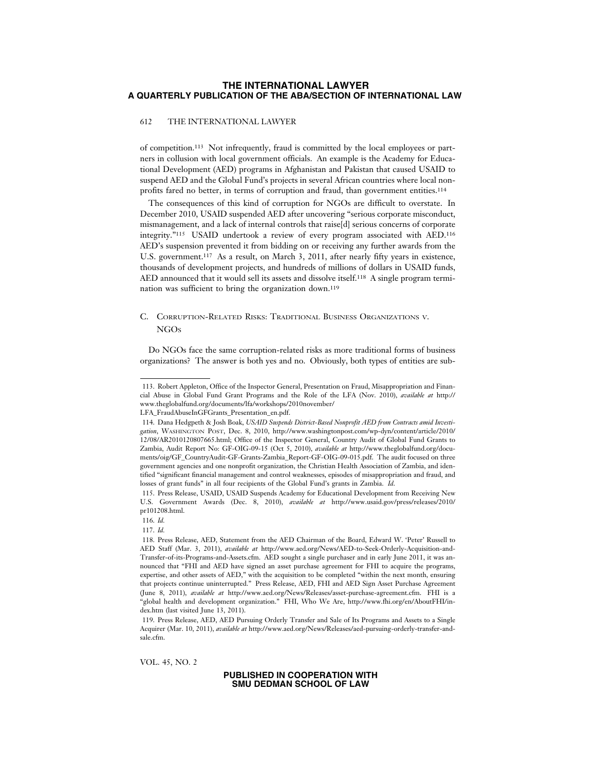of competition.[113] Not infrequently, fraud is committed by the local employees or partners in collusion with local government officials. An example is the Academy for Educational Development (AED) programs in Afghanistan and Pakistan that caused USAID to suspend AED and the Global Fund's projects in several African countries where local nonprofits fared no better, in terms of corruption and fraud, than government entities.[114]

The consequences of this kind of corruption for NGOs are difficult to overstate. In December 2010, USAID suspended AED after uncovering "serious corporate misconduct, mismanagement, and a lack of internal controls that raise[d] serious concerns of corporate integrity."[115] USAID undertook a review of every program associated with AED.[116] AED's suspension prevented it from bidding on or receiving any further awards from the U.S. government.[117] As a result, on March 3, 2011, after nearly fifty years in existence, thousands of development projects, and hundreds of millions of dollars in USAID funds, AED announced that it would sell its assets and dissolve itself.[118] A single program termination was sufficient to bring the organization down.[119]

### C. Corruption-Related Risks: Traditional Business Organizations v. NGOs

Do NGOs face the same corruption-related risks as more traditional forms of business organizations? The answer is both yes and no. Obviously, both types of entities are sub-

---

113. Robert Appleton, Office of the Inspector General, Presentation on Fraud, Misappropriation and Financial Abuse in Global Fund Grant Programs and the Role of the LFA (Nov. 2010), *available at* http://www.theglobalfund.org/documents/lfa/workshops/2010november/LFA_FraudAbuseInGFGrants_Presentation_en.pdf.

114. Dana Hedgpeth & Josh Boak, *USAID Suspends District-Based Nonprofit AED from Contracts amid Investigation*, Washington Post, Dec. 8, 2010, http://www.washingtonpost.com/wp-dyn/content/article/2010/12/08/AR2010120807665.html; Office of the Inspector General, Country Audit of Global Fund Grants to Zambia, Audit Report No: GF-OIG-09-15 (Oct 5, 2010), *available at* http://www.theglobalfund.org/documents/oig/GF_CountryAudit-GF-Grants-Zambia_Report-GF-OIG-09-015.pdf. The audit focused on three government agencies and one nonprofit organization, the Christian Health Association of Zambia, and identified "significant financial management and control weaknesses, episodes of misappropriation and fraud, and losses of grant funds" in all four recipients of the Global Fund's grants in Zambia. *Id.*

115. Press Release, USAID, USAID Suspends Academy for Educational Development from Receiving New U.S. Government Awards (Dec. 8, 2010), *available at* http://www.usaid.gov/press/releases/2010/pr101208.html.

116. *Id.*

117. *Id.*

118. Press Release, AED, Statement from the AED Chairman of the Board, Edward W. 'Peter' Russell to AED Staff (Mar. 3, 2011), *available at* http://www.aed.org/News/AED-to-Seek-Orderly-Acquisition-and-Transfer-of-its-Programs-and-Assets.cfm. AED sought a single purchaser and in early June 2011, it was announced that "FHI and AED have signed an asset purchase agreement for FHI to acquire the programs, expertise, and other assets of AED," with the acquisition to be completed "within the next month, ensuring that projects continue uninterrupted." Press Release, AED, FHI and AED Sign Asset Purchase Agreement (June 8, 2011), *available at* http://www.aed.org/News/Releases/asset-purchase-agreement.cfm. FHI is a "global health and development organization." FHI, Who We Are, http://www.fhi.org/en/AboutFHI/index.htm (last visited June 13, 2011).

119. Press Release, AED, AED Pursuing Orderly Transfer and Sale of Its Programs and Assets to a Single Acquirer (Mar. 10, 2011), *available at* http://www.aed.org/News/Releases/aed-pursuing-orderly-transfer-and-sale.cfm.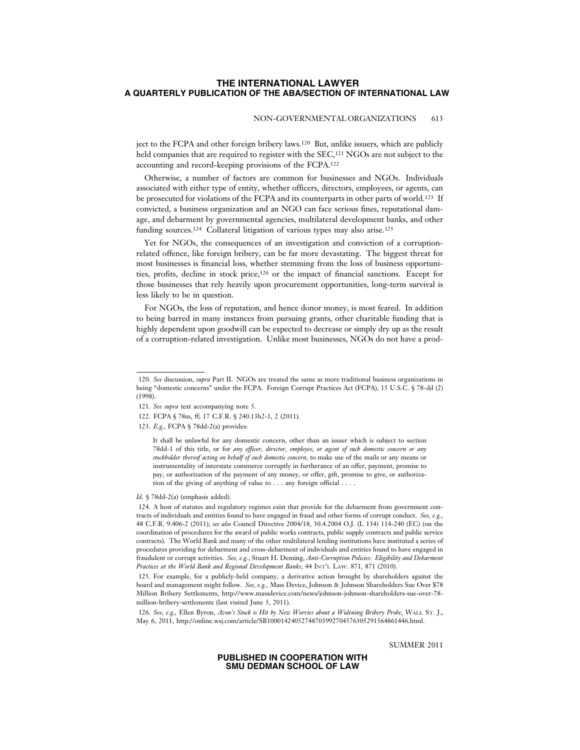ject to the FCPA and other foreign bribery laws.[120] But, unlike issuers, which are publicly held companies that are required to register with the SEC,[121] NGOs are not subject to the accounting and record-keeping provisions of the FCPA.[122]

Otherwise, a number of factors are common for businesses and NGOs. Individuals associated with either type of entity, whether officers, directors, employees, or agents, can be prosecuted for violations of the FCPA and its counterparts in other parts of world.[123] If convicted, a business organization and an NGO can face serious fines, reputational damage, and debarment by governmental agencies, multilateral development banks, and other funding sources.[124] Collateral litigation of various types may also arise.[125]

Yet for NGOs, the consequences of an investigation and conviction of a corruption-related offence, like foreign bribery, can be far more devastating. The biggest threat for most businesses is financial loss, whether stemming from the loss of business opportunities, profits, decline in stock price,[126] or the impact of financial sanctions. Except for those businesses that rely heavily upon procurement opportunities, long-term survival is less likely to be in question.

For NGOs, the loss of reputation, and hence donor money, is most feared. In addition to being barred in many instances from pursuing grants, other charitable funding that is highly dependent upon goodwill can be expected to decrease or simply dry up as the result of a corruption-related investigation. Unlike most businesses, NGOs do not have a prod-

---

120. *See* discussion, *supra* Part II. NGOs are treated the same as more traditional business organizations in being "domestic concerns" under the FCPA. Foreign Corrupt Practices Act (FCPA), 15 U.S.C. § 78-dd (2) (1998).

121. *See supra* text accompanying note 5.

122. FCPA § 78m, ff; 17 C.F.R. § 240.13b2-1, 2 (2011).

123. *E.g.*, FCPA § 78dd-2(a) provides:

> It shall be unlawful for any domestic concern, other than an issuer which is subject to section 78dd-1 of this title, or for *any officer, director, employee, or agent of such domestic concern or any stockholder thereof acting on behalf of such domestic concern*, to make use of the mails or any means or instrumentality of interstate commerce corruptly in furtherance of an offer, payment, promise to pay, or authorization of the payment of any money, or offer, gift, promise to give, or authorization of the giving of anything of value to . . . any foreign official . . . .

*Id.* § 78dd-2(a) (emphasis added).

124. A host of statutes and regulatory regimes exist that provide for the debarment from government contracts of individuals and entities found to have engaged in fraud and other forms of corrupt conduct. *See, e.g.*, 48 C.F.R. 9.406-2 (2011); *see also* Council Directive 2004/18, 30.4.2004 O.J. (L 134) 114-240 (EC) (on the coordination of procedures for the award of public works contracts, public supply contracts and public service contracts). The World Bank and many of the other multilateral lending institutions have instituted a series of procedures providing for debarment and cross-debarment of individuals and entities found to have engaged in fraudulent or corrupt activities. *See, e.g.*, Stuart H. Deming, *Anti-Corruption Policies: Eligibility and Debarment Practices at the World Bank and Regional Development Banks*, 44 INT'L LAW. 871, 871 (2010).

125. For example, for a publicly-held company, a derivative action brought by shareholders against the board and management might follow. *See, e.g.*, Mass Device, Johnson & Johnson Shareholders Sue Over $78 Million Bribery Settlements, http://www.massdevice.com/news/johnson-johnson-shareholders-sue-over-78-million-bribery-settlements (last visited June 5, 2011).

126. *See, e.g.*, Ellen Byron, *Avon's Stock is Hit by New Worries about a Widening Bribery Probe*, WALL ST. J., May 6, 2011, http://online.wsj.com/article/SB10001424052748703992704576305291564861446.html.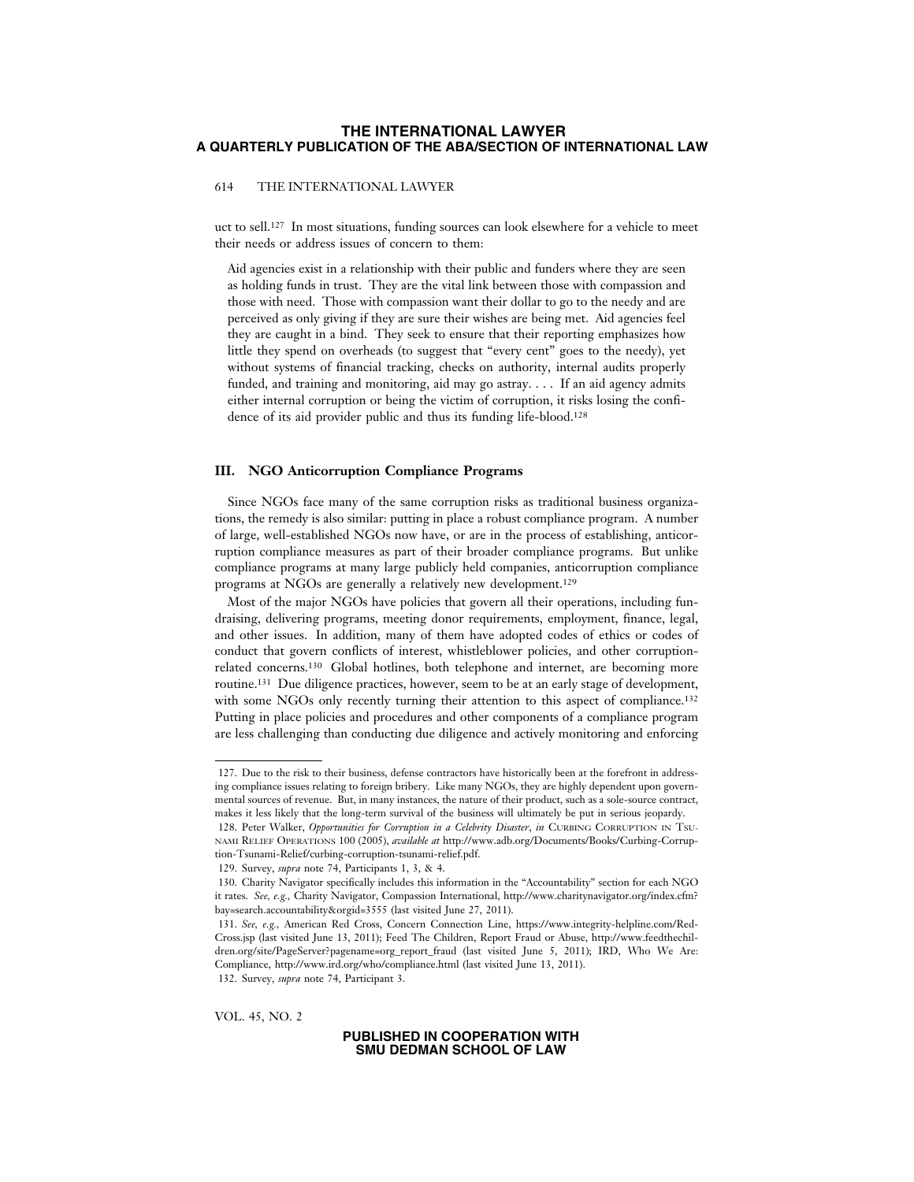uct to sell.[127] In most situations, funding sources can look elsewhere for a vehicle to meet their needs or address issues of concern to them:

> Aid agencies exist in a relationship with their public and funders where they are seen as holding funds in trust. They are the vital link between those with compassion and those with need. Those with compassion want their dollar to go to the needy and are perceived as only giving if they are sure their wishes are being met. Aid agencies feel they are caught in a bind. They seek to ensure that their reporting emphasizes how little they spend on overheads (to suggest that "every cent" goes to the needy), yet without systems of financial tracking, checks on authority, internal audits properly funded, and training and monitoring, aid may go astray. . . . If an aid agency admits either internal corruption or being the victim of corruption, it risks losing the confidence of its aid provider public and thus its funding life-blood.[128]

## III. NGO Anticorruption Compliance Programs

Since NGOs face many of the same corruption risks as traditional business organizations, the remedy is also similar: putting in place a robust compliance program. A number of large, well-established NGOs now have, or are in the process of establishing, anticorruption compliance measures as part of their broader compliance programs. But unlike compliance programs at many large publicly held companies, anticorruption compliance programs at NGOs are generally a relatively new development.[129]

Most of the major NGOs have policies that govern all their operations, including fundraising, delivering programs, meeting donor requirements, employment, finance, legal, and other issues. In addition, many of them have adopted codes of ethics or codes of conduct that govern conflicts of interest, whistleblower policies, and other corruption-related concerns.[130] Global hotlines, both telephone and internet, are becoming more routine.[131] Due diligence practices, however, seem to be at an early stage of development, with some NGOs only recently turning their attention to this aspect of compliance.[132] Putting in place policies and procedures and other components of a compliance program are less challenging than conducting due diligence and actively monitoring and enforcing

---

127. Due to the risk to their business, defense contractors have historically been at the forefront in addressing compliance issues relating to foreign bribery. Like many NGOs, they are highly dependent upon governmental sources of revenue. But, in many instances, the nature of their product, such as a sole-source contract, makes it less likely that the long-term survival of the business will ultimately be put in serious jeopardy.

128. Peter Walker, *Opportunities for Corruption in a Celebrity Disaster*, *in* Curbing Corruption in Tsunami Relief Operations 100 (2005), *available at* http://www.adb.org/Documents/Books/Curbing-Corruption-Tsunami-Relief/curbing-corruption-tsunami-relief.pdf.

129. Survey, *supra* note 74, Participants 1, 3, & 4.

130. Charity Navigator specifically includes this information in the "Accountability" section for each NGO it rates. *See, e.g.*, Charity Navigator, Compassion International, http://www.charitynavigator.org/index.cfm?bay=search.accountability&orgid=3555 (last visited June 27, 2011).

131. *See, e.g.*, American Red Cross, Concern Connection Line, https://www.integrity-helpline.com/RedCross.jsp (last visited June 13, 2011); Feed The Children, Report Fraud or Abuse, http://www.feedthechildren.org/site/PageServer?pagename=org_report_fraud (last visited June 5, 2011); IRD, Who We Are: Compliance, http://www.ird.org/who/compliance.html (last visited June 13, 2011).

132. Survey, *supra* note 74, Participant 3.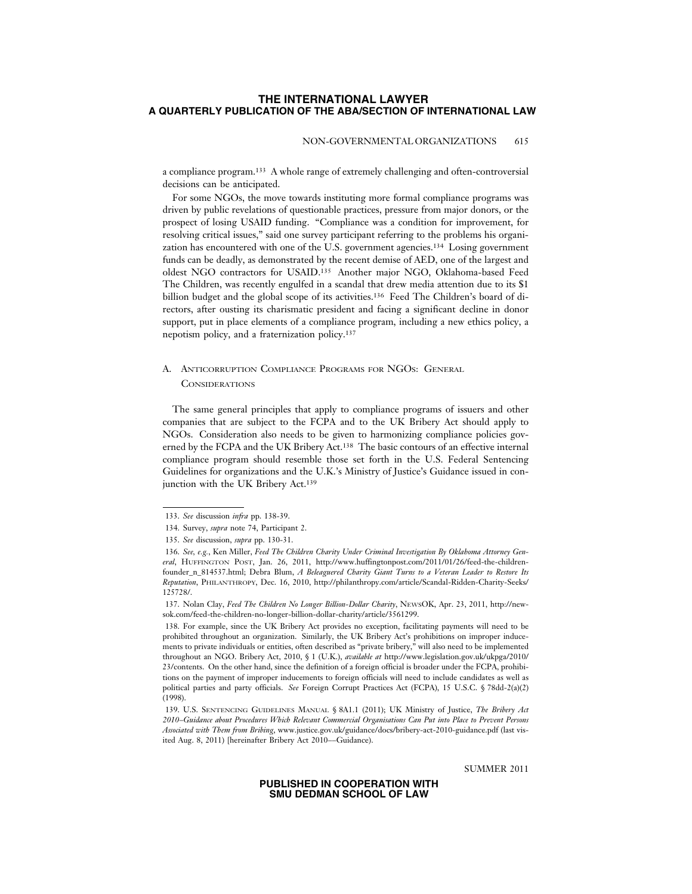a compliance program.[133] A whole range of extremely challenging and often-controversial decisions can be anticipated.

For some NGOs, the move towards instituting more formal compliance programs was driven by public revelations of questionable practices, pressure from major donors, or the prospect of losing USAID funding. "Compliance was a condition for improvement, for resolving critical issues," said one survey participant referring to the problems his organization has encountered with one of the U.S. government agencies.[134] Losing government funds can be deadly, as demonstrated by the recent demise of AED, one of the largest and oldest NGO contractors for USAID.[135] Another major NGO, Oklahoma-based Feed The Children, was recently engulfed in a scandal that drew media attention due to its $1 billion budget and the global scope of its activities.[136] Feed The Children's board of directors, after ousting its charismatic president and facing a significant decline in donor support, put in place elements of a compliance program, including a new ethics policy, a nepotism policy, and a fraternization policy.[137]

### A. Anticorruption Compliance Programs for NGOs: General Considerations

The same general principles that apply to compliance programs of issuers and other companies that are subject to the FCPA and to the UK Bribery Act should apply to NGOs. Consideration also needs to be given to harmonizing compliance policies governed by the FCPA and the UK Bribery Act.[138] The basic contours of an effective internal compliance program should resemble those set forth in the U.S. Federal Sentencing Guidelines for organizations and the U.K.'s Ministry of Justice's Guidance issued in conjunction with the UK Bribery Act.[139]

---

133. *See* discussion *infra* pp. 138-39.

134. Survey, *supra* note 74, Participant 2.

135. *See* discussion, *supra* pp. 130-31.

136. *See, e.g.*, Ken Miller, *Feed The Children Charity Under Criminal Investigation By Oklahoma Attorney General*, Huffington Post, Jan. 26, 2011, http://www.huffingtonpost.com/2011/01/26/feed-the-children-founder_n_814537.html; Debra Blum, *A Beleaguered Charity Giant Turns to a Veteran Leader to Restore Its Reputation*, Philanthropy, Dec. 16, 2010, http://philanthropy.com/article/Scandal-Ridden-Charity-Seeks/125728/.

137. Nolan Clay, *Feed The Children No Longer Billion-Dollar Charity*, NewsOK, Apr. 23, 2011, http://newsok.com/feed-the-children-no-longer-billion-dollar-charity/article/3561299.

138. For example, since the UK Bribery Act provides no exception, facilitating payments will need to be prohibited throughout an organization. Similarly, the UK Bribery Act's prohibitions on improper inducements to private individuals or entities, often described as "private bribery," will also need to be implemented throughout an NGO. Bribery Act, 2010, § 1 (U.K.), *available at* http://www.legislation.gov.uk/ukpga/2010/23/contents. On the other hand, since the definition of a foreign official is broader under the FCPA, prohibitions on the payment of improper inducements to foreign officials will need to include candidates as well as political parties and party officials. *See* Foreign Corrupt Practices Act (FCPA), 15 U.S.C. § 78dd-2(a)(2) (1998).

139. U.S. Sentencing Guidelines Manual § 8A1.1 (2011); UK Ministry of Justice, *The Bribery Act 2010–Guidance about Procedures Which Relevant Commercial Organisations Can Put into Place to Prevent Persons Associated with Them from Bribing*, www.justice.gov.uk/guidance/docs/bribery-act-2010-guidance.pdf (last visited Aug. 8, 2011) [hereinafter Bribery Act 2010—Guidance).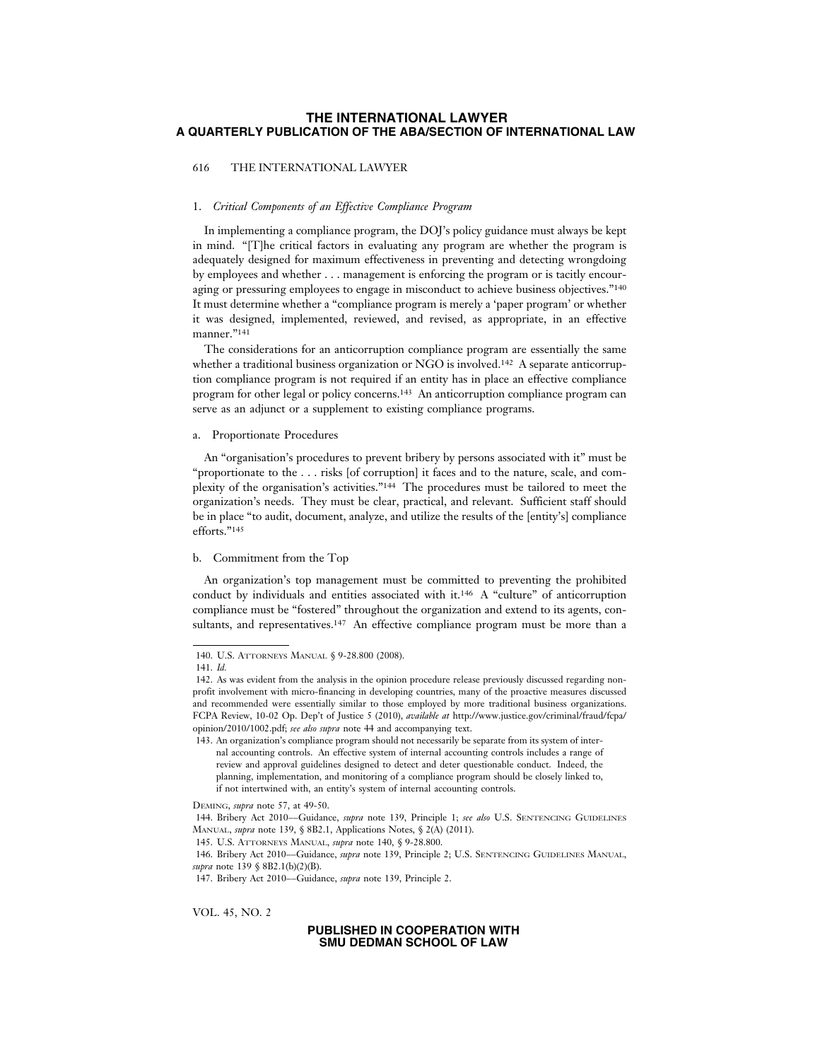### 1. *Critical Components of an Effective Compliance Program*

In implementing a compliance program, the DOJ's policy guidance must always be kept in mind. "[T]he critical factors in evaluating any program are whether the program is adequately designed for maximum effectiveness in preventing and detecting wrongdoing by employees and whether . . . management is enforcing the program or is tacitly encouraging or pressuring employees to engage in misconduct to achieve business objectives."[140] It must determine whether a "compliance program is merely a 'paper program' or whether it was designed, implemented, reviewed, and revised, as appropriate, in an effective manner."[141]

The considerations for an anticorruption compliance program are essentially the same whether a traditional business organization or NGO is involved.[142] A separate anticorruption compliance program is not required if an entity has in place an effective compliance program for other legal or policy concerns.[143] An anticorruption compliance program can serve as an adjunct or a supplement to existing compliance programs.

#### a. Proportionate Procedures

An "organisation's procedures to prevent bribery by persons associated with it" must be "proportionate to the . . . risks [of corruption] it faces and to the nature, scale, and complexity of the organisation's activities."[144] The procedures must be tailored to meet the organization's needs. They must be clear, practical, and relevant. Sufficient staff should be in place "to audit, document, analyze, and utilize the results of the [entity's] compliance efforts."[145]

#### b. Commitment from the Top

An organization's top management must be committed to preventing the prohibited conduct by individuals and entities associated with it.[146] A "culture" of anticorruption compliance must be "fostered" throughout the organization and extend to its agents, consultants, and representatives.[147] An effective compliance program must be more than a

---

140. U.S. ATTORNEYS MANUAL § 9-28.800 (2008).

141. *Id.*

142. As was evident from the analysis in the opinion procedure release previously discussed regarding nonprofit involvement with micro-financing in developing countries, many of the proactive measures discussed and recommended were essentially similar to those employed by more traditional business organizations. FCPA Review, 10-02 Op. Dep't of Justice 5 (2010), *available at* http://www.justice.gov/criminal/fraud/fcpa/opinion/2010/1002.pdf; *see also supra* note 44 and accompanying text.

143. An organization's compliance program should not necessarily be separate from its system of internal accounting controls. An effective system of internal accounting controls includes a range of review and approval guidelines designed to detect and deter questionable conduct. Indeed, the planning, implementation, and monitoring of a compliance program should be closely linked to, if not intertwined with, an entity's system of internal accounting controls.

DEMING, *supra* note 57, at 49-50.

144. Bribery Act 2010—Guidance, *supra* note 139, Principle 1; *see also* U.S. SENTENCING GUIDELINES MANUAL, *supra* note 139, § 8B2.1, Applications Notes, § 2(A) (2011).

145. U.S. ATTORNEYS MANUAL, *supra* note 140, § 9-28.800.

146. Bribery Act 2010—Guidance, *supra* note 139, Principle 2; U.S. SENTENCING GUIDELINES MANUAL, *supra* note 139 § 8B2.1(b)(2)(B).

147. Bribery Act 2010—Guidance, *supra* note 139, Principle 2.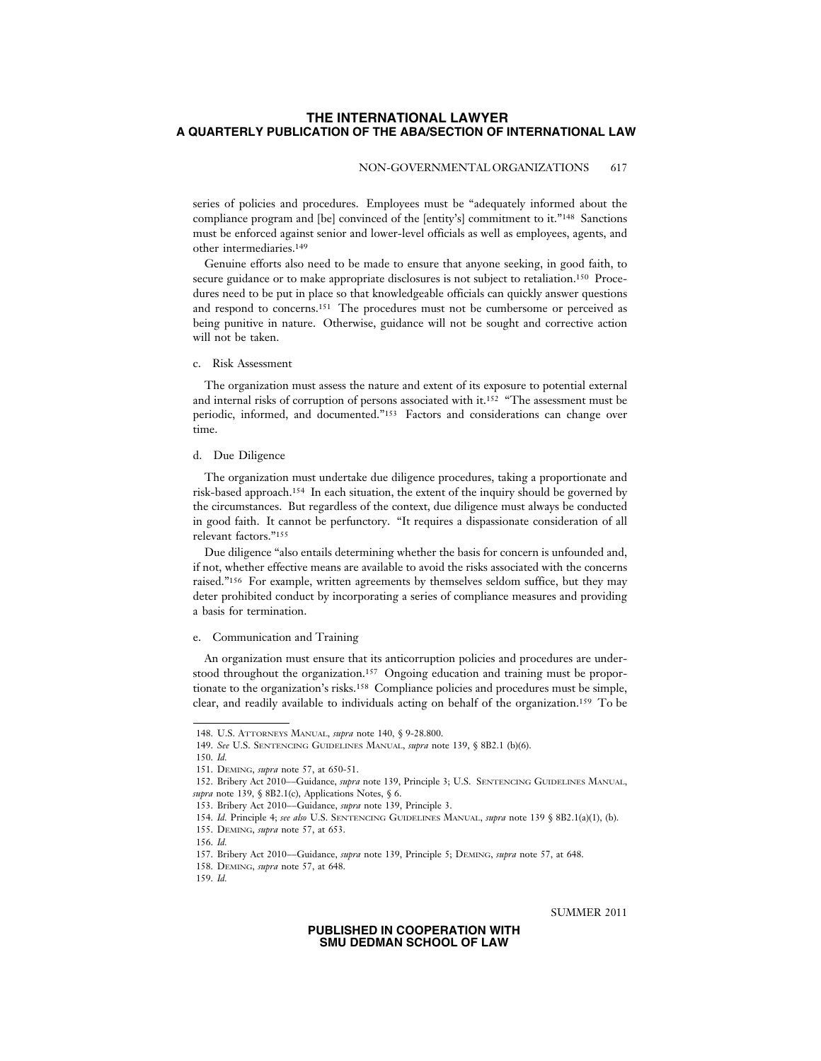series of policies and procedures. Employees must be "adequately informed about the compliance program and [be] convinced of the [entity's] commitment to it."[148] Sanctions must be enforced against senior and lower-level officials as well as employees, agents, and other intermediaries.[149]

Genuine efforts also need to be made to ensure that anyone seeking, in good faith, to secure guidance or to make appropriate disclosures is not subject to retaliation.[150] Procedures need to be put in place so that knowledgeable officials can quickly answer questions and respond to concerns.[151] The procedures must not be cumbersome or perceived as being punitive in nature. Otherwise, guidance will not be sought and corrective action will not be taken.

c. Risk Assessment

The organization must assess the nature and extent of its exposure to potential external and internal risks of corruption of persons associated with it.[152] "The assessment must be periodic, informed, and documented."[153] Factors and considerations can change over time.

d. Due Diligence

The organization must undertake due diligence procedures, taking a proportionate and risk-based approach.[154] In each situation, the extent of the inquiry should be governed by the circumstances. But regardless of the context, due diligence must always be conducted in good faith. It cannot be perfunctory. "It requires a dispassionate consideration of all relevant factors."[155]

Due diligence "also entails determining whether the basis for concern is unfounded and, if not, whether effective means are available to avoid the risks associated with the concerns raised."[156] For example, written agreements by themselves seldom suffice, but they may deter prohibited conduct by incorporating a series of compliance measures and providing a basis for termination.

e. Communication and Training

An organization must ensure that its anticorruption policies and procedures are understood throughout the organization.[157] Ongoing education and training must be proportionate to the organization's risks.[158] Compliance policies and procedures must be simple, clear, and readily available to individuals acting on behalf of the organization.[159] To be

---

148. U.S. ATTORNEYS MANUAL, *supra* note 140, § 9-28.800.

149. *See* U.S. SENTENCING GUIDELINES MANUAL, *supra* note 139, § 8B2.1 (b)(6).

150. *Id.*

151. DEMING, *supra* note 57, at 650-51.

152. Bribery Act 2010—Guidance, *supra* note 139, Principle 3; U.S. SENTENCING GUIDELINES MANUAL, *supra* note 139, § 8B2.1(c), Applications Notes, § 6.

153. Bribery Act 2010—Guidance, *supra* note 139, Principle 3.

154. *Id.* Principle 4; *see also* U.S. SENTENCING GUIDELINES MANUAL, *supra* note 139 § 8B2.1(a)(1), (b).

155. DEMING, *supra* note 57, at 653.

156. *Id.*

157. Bribery Act 2010—Guidance, *supra* note 139, Principle 5; DEMING, *supra* note 57, at 648.

158. DEMING, *supra* note 57, at 648.

159. *Id.*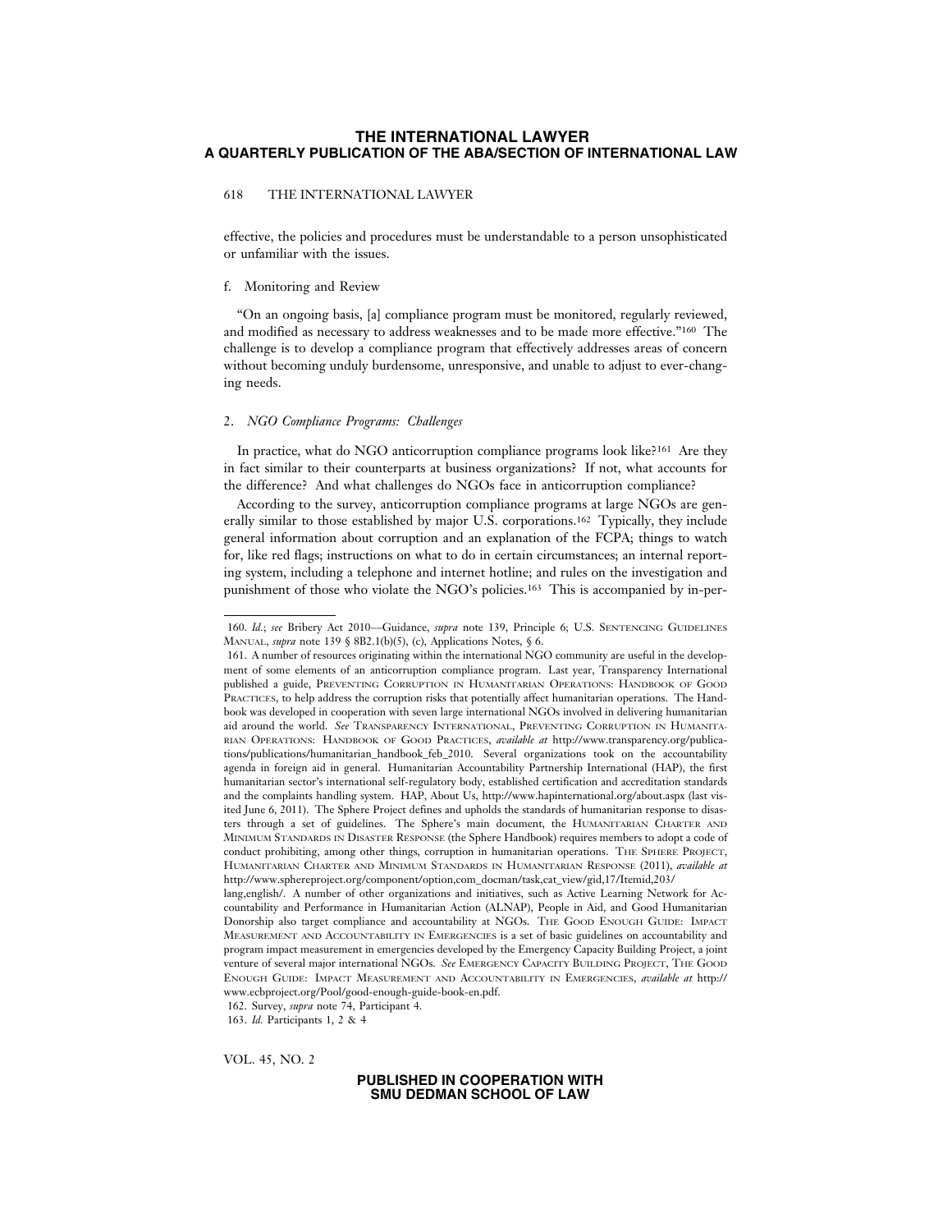effective, the policies and procedures must be understandable to a person unsophisticated or unfamiliar with the issues.

f. Monitoring and Review

"On an ongoing basis, [a] compliance program must be monitored, regularly reviewed, and modified as necessary to address weaknesses and to be made more effective."[160] The challenge is to develop a compliance program that effectively addresses areas of concern without becoming unduly burdensome, unresponsive, and unable to adjust to ever-changing needs.

### 2. *NGO Compliance Programs: Challenges*

In practice, what do NGO anticorruption compliance programs look like?[161] Are they in fact similar to their counterparts at business organizations? If not, what accounts for the difference? And what challenges do NGOs face in anticorruption compliance?

According to the survey, anticorruption compliance programs at large NGOs are generally similar to those established by major U.S. corporations.[162] Typically, they include general information about corruption and an explanation of the FCPA; things to watch for, like red flags; instructions on what to do in certain circumstances; an internal reporting system, including a telephone and internet hotline; and rules on the investigation and punishment of those who violate the NGO's policies.[163] This is accompanied by in-per-

---

160. *Id.*; *see* Bribery Act 2010––Guidance, *supra* note 139, Principle 6; U.S. SENTENCING GUIDELINES MANUAL, *supra* note 139 § 8B2.1(b)(5), (c), Applications Notes, § 6.

161. A number of resources originating within the international NGO community are useful in the development of some elements of an anticorruption compliance program. Last year, Transparency International published a guide, PREVENTING CORRUPTION IN HUMANITARIAN OPERATIONS: HANDBOOK OF GOOD PRACTICES, to help address the corruption risks that potentially affect humanitarian operations. The Handbook was developed in cooperation with seven large international NGOs involved in delivering humanitarian aid around the world. *See* TRANSPARENCY INTERNATIONAL, PREVENTING CORRUPTION IN HUMANITARIAN OPERATIONS: HANDBOOK OF GOOD PRACTICES, *available at* http://www.transparency.org/publications/publications/humanitarian_handbook_feb_2010. Several organizations took on the accountability agenda in foreign aid in general. Humanitarian Accountability Partnership International (HAP), the first humanitarian sector's international self-regulatory body, established certification and accreditation standards and the complaints handling system. HAP, About Us, http://www.hapinternational.org/about.aspx (last visited June 6, 2011). The Sphere Project defines and upholds the standards of humanitarian response to disasters through a set of guidelines. The Sphere's main document, the HUMANITARIAN CHARTER AND MINIMUM STANDARDS IN DISASTER RESPONSE (the Sphere Handbook) requires members to adopt a code of conduct prohibiting, among other things, corruption in humanitarian operations. THE SPHERE PROJECT, HUMANITARIAN CHARTER AND MINIMUM STANDARDS IN HUMANITARIAN RESPONSE (2011), *available at* http://www.sphereproject.org/component/option,com_docman/task,cat_view/gid,17/Itemid,203/lang,english/. A number of other organizations and initiatives, such as Active Learning Network for Accountability and Performance in Humanitarian Action (ALNAP), People in Aid, and Good Humanitarian Donorship also target compliance and accountability at NGOs. THE GOOD ENOUGH GUIDE: IMPACT MEASUREMENT AND ACCOUNTABILITY IN EMERGENCIES is a set of basic guidelines on accountability and program impact measurement in emergencies developed by the Emergency Capacity Building Project, a joint venture of several major international NGOs. *See* EMERGENCY CAPACITY BUILDING PROJECT, THE GOOD ENOUGH GUIDE: IMPACT MEASUREMENT AND ACCOUNTABILITY IN EMERGENCIES, *available at* http://www.ecbproject.org/Pool/good-enough-guide-book-en.pdf.

162. Survey, *supra* note 74, Participant 4.

163. *Id.* Participants 1, 2 & 4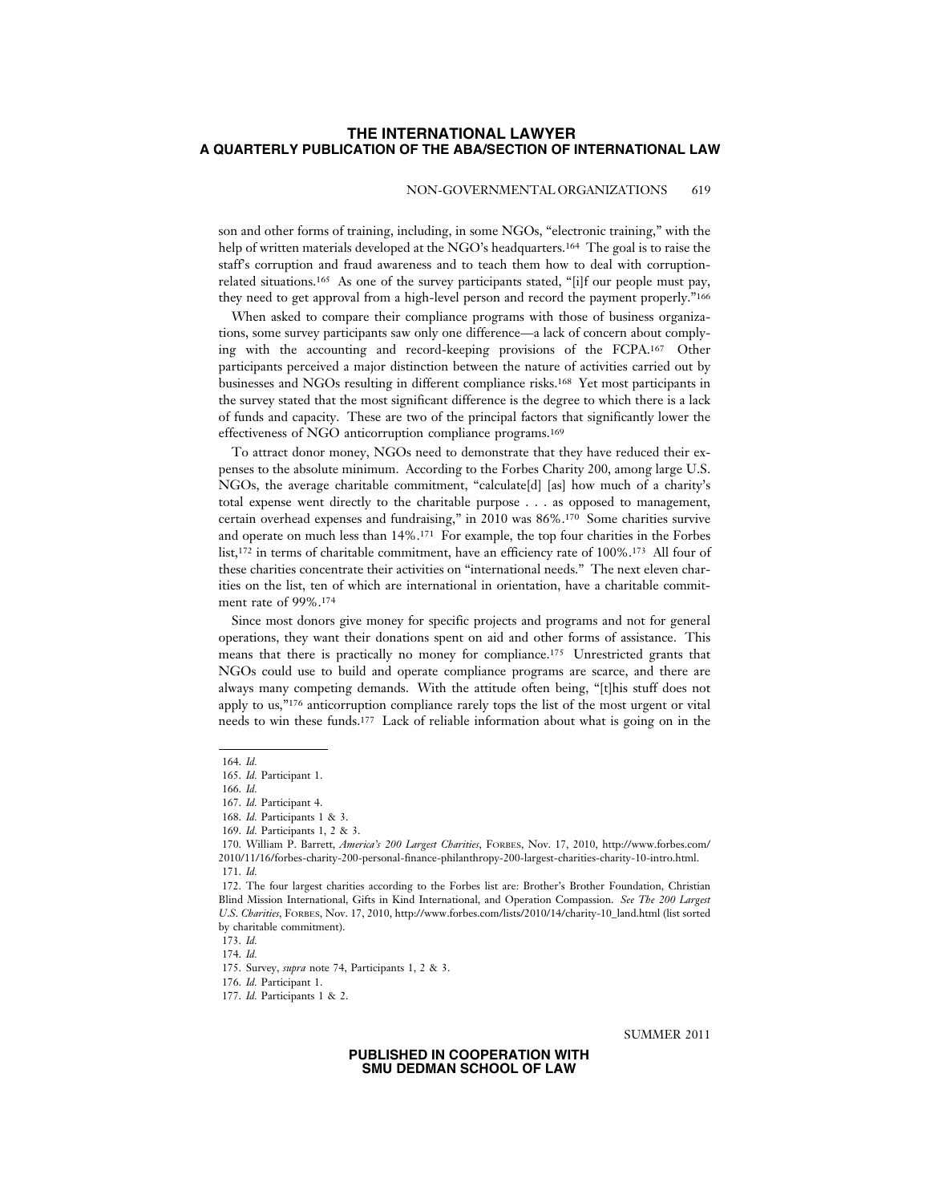son and other forms of training, including, in some NGOs, "electronic training," with the help of written materials developed at the NGO's headquarters.[164] The goal is to raise the staff's corruption and fraud awareness and to teach them how to deal with corruption-related situations.[165] As one of the survey participants stated, "[i]f our people must pay, they need to get approval from a high-level person and record the payment properly."[166]

When asked to compare their compliance programs with those of business organizations, some survey participants saw only one difference—a lack of concern about complying with the accounting and record-keeping provisions of the FCPA.[167] Other participants perceived a major distinction between the nature of activities carried out by businesses and NGOs resulting in different compliance risks.[168] Yet most participants in the survey stated that the most significant difference is the degree to which there is a lack of funds and capacity. These are two of the principal factors that significantly lower the effectiveness of NGO anticorruption compliance programs.[169]

To attract donor money, NGOs need to demonstrate that they have reduced their expenses to the absolute minimum. According to the Forbes Charity 200, among large U.S. NGOs, the average charitable commitment, "calculate[d] [as] how much of a charity's total expense went directly to the charitable purpose . . . as opposed to management, certain overhead expenses and fundraising," in 2010 was 86%.[170] Some charities survive and operate on much less than 14%.[171] For example, the top four charities in the Forbes list,[172] in terms of charitable commitment, have an efficiency rate of 100%.[173] All four of these charities concentrate their activities on "international needs." The next eleven charities on the list, ten of which are international in orientation, have a charitable commitment rate of 99%.[174]

Since most donors give money for specific projects and programs and not for general operations, they want their donations spent on aid and other forms of assistance. This means that there is practically no money for compliance.[175] Unrestricted grants that NGOs could use to build and operate compliance programs are scarce, and there are always many competing demands. With the attitude often being, "[t]his stuff does not apply to us,"[176] anticorruption compliance rarely tops the list of the most urgent or vital needs to win these funds.[177] Lack of reliable information about what is going on in the

---

164. *Id.*

165. *Id.* Participant 1.

166. *Id.*

167. *Id.* Participant 4.

168. *Id.* Participants 1 & 3.

169. *Id.* Participants 1, 2 & 3.

170. William P. Barrett, *America's 200 Largest Charities*, FORBES, Nov. 17, 2010, http://www.forbes.com/2010/11/16/forbes-charity-200-personal-finance-philanthropy-200-largest-charities-charity-10-intro.html.

171. *Id.*

172. The four largest charities according to the Forbes list are: Brother's Brother Foundation, Christian Blind Mission International, Gifts in Kind International, and Operation Compassion. *See The 200 Largest U.S. Charities*, FORBES, Nov. 17, 2010, http://www.forbes.com/lists/2010/14/charity-10_land.html (list sorted by charitable commitment).

173. *Id.*

174. *Id.*

175. Survey, *supra* note 74, Participants 1, 2 & 3.

176. *Id.* Participant 1.

177. *Id.* Participants 1 & 2.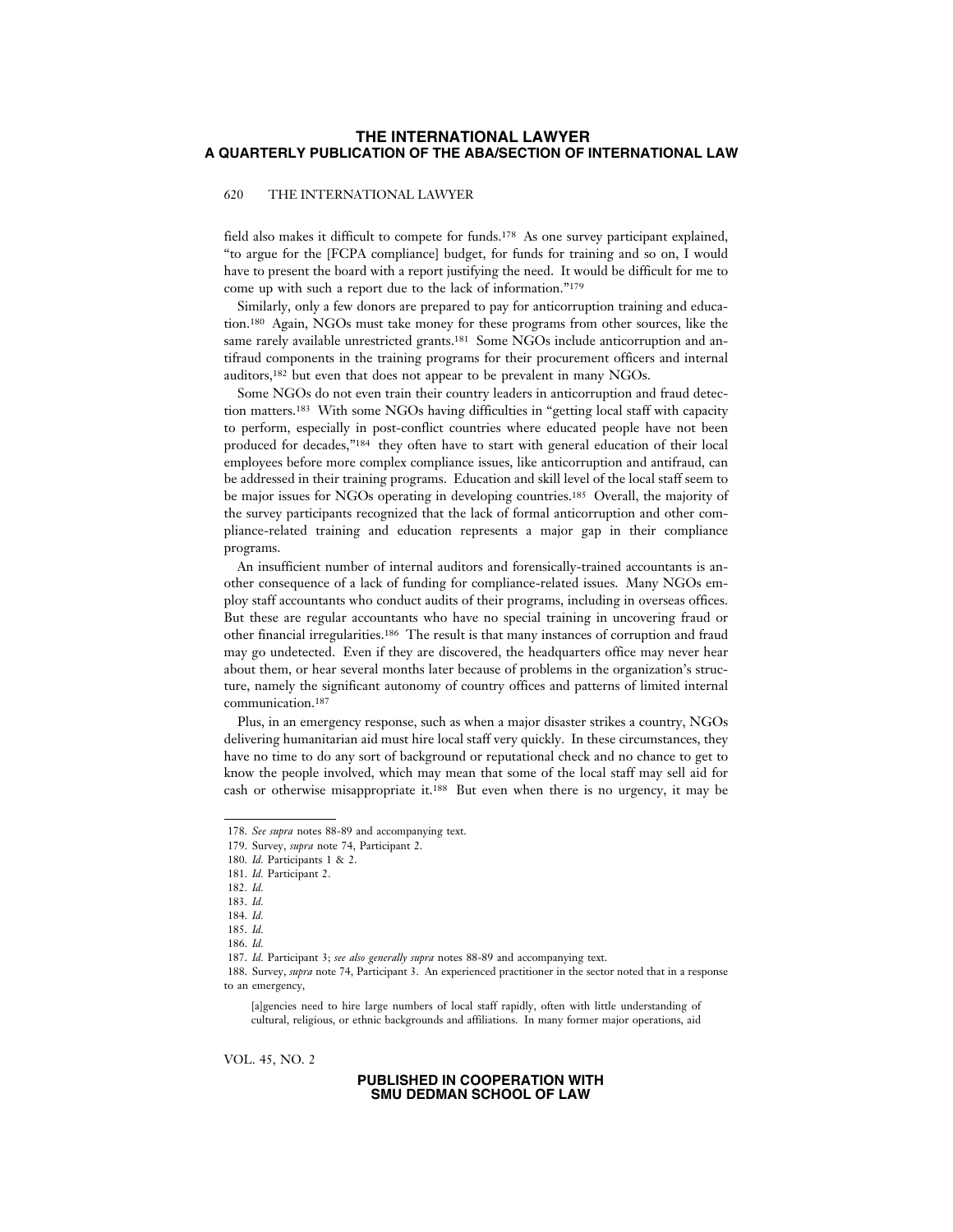field also makes it difficult to compete for funds.[178] As one survey participant explained, "to argue for the [FCPA compliance] budget, for funds for training and so on, I would have to present the board with a report justifying the need. It would be difficult for me to come up with such a report due to the lack of information."[179]

Similarly, only a few donors are prepared to pay for anticorruption training and education.[180] Again, NGOs must take money for these programs from other sources, like the same rarely available unrestricted grants.[181] Some NGOs include anticorruption and antifraud components in the training programs for their procurement officers and internal auditors,[182] but even that does not appear to be prevalent in many NGOs.

Some NGOs do not even train their country leaders in anticorruption and fraud detection matters.[183] With some NGOs having difficulties in "getting local staff with capacity to perform, especially in post-conflict countries where educated people have not been produced for decades,"[184] they often have to start with general education of their local employees before more complex compliance issues, like anticorruption and antifraud, can be addressed in their training programs. Education and skill level of the local staff seem to be major issues for NGOs operating in developing countries.[185] Overall, the majority of the survey participants recognized that the lack of formal anticorruption and other compliance-related training and education represents a major gap in their compliance programs.

An insufficient number of internal auditors and forensically-trained accountants is another consequence of a lack of funding for compliance-related issues. Many NGOs employ staff accountants who conduct audits of their programs, including in overseas offices. But these are regular accountants who have no special training in uncovering fraud or other financial irregularities.[186] The result is that many instances of corruption and fraud may go undetected. Even if they are discovered, the headquarters office may never hear about them, or hear several months later because of problems in the organization's structure, namely the significant autonomy of country offices and patterns of limited internal communication.[187]

Plus, in an emergency response, such as when a major disaster strikes a country, NGOs delivering humanitarian aid must hire local staff very quickly. In these circumstances, they have no time to do any sort of background or reputational check and no chance to get to know the people involved, which may mean that some of the local staff may sell aid for cash or otherwise misappropriate it.[188] But even when there is no urgency, it may be

---

178. *See supra* notes 88-89 and accompanying text.

179. Survey, *supra* note 74, Participant 2.

180. *Id.* Participants 1 & 2.

181. *Id.* Participant 2.

182. *Id.*

183. *Id.*

184. *Id.*

185. *Id.*

186. *Id.*

187. *Id.* Participant 3; *see also generally supra* notes 88-89 and accompanying text.

188. Survey, *supra* note 74, Participant 3. An experienced practitioner in the sector noted that in a response to an emergency,

> [a]gencies need to hire large numbers of local staff rapidly, often with little understanding of cultural, religious, or ethnic backgrounds and affiliations. In many former major operations, aid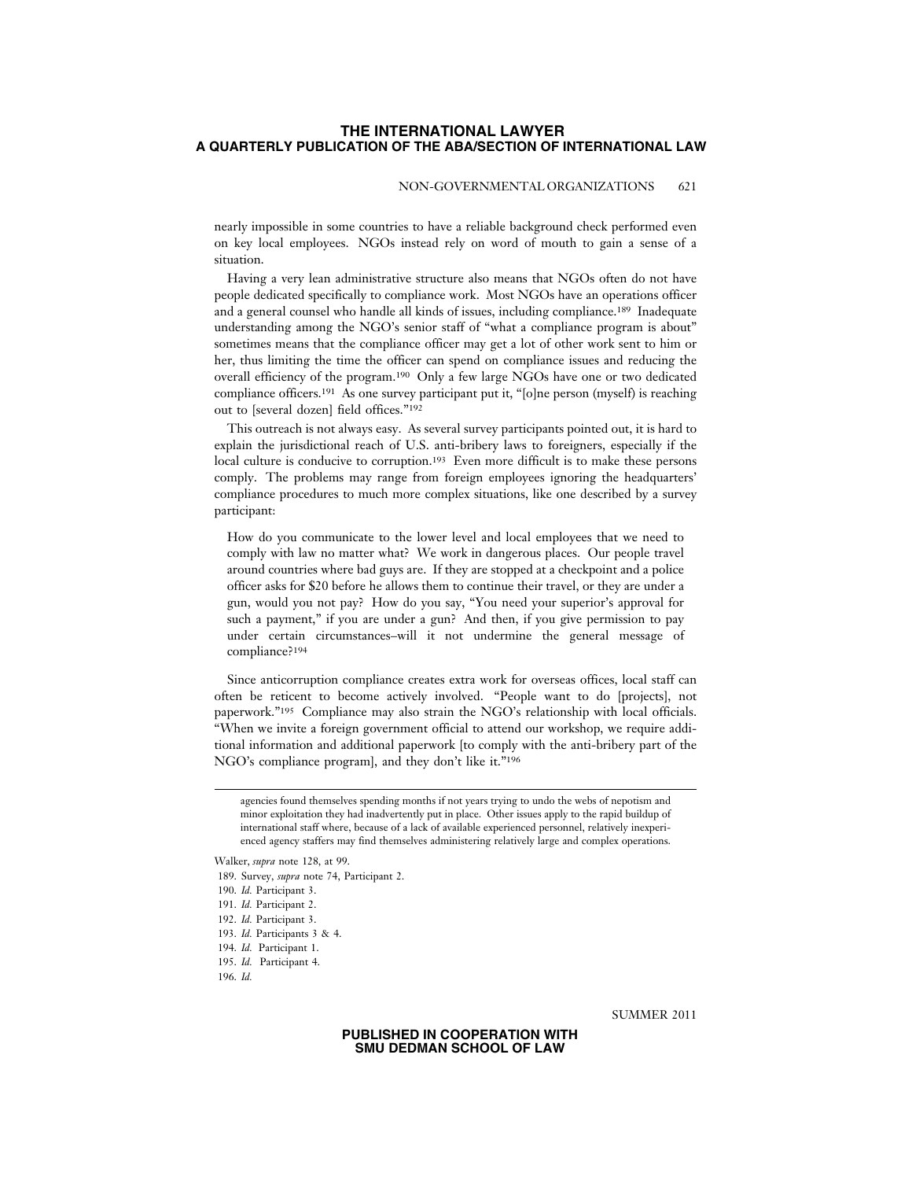nearly impossible in some countries to have a reliable background check performed even on key local employees. NGOs instead rely on word of mouth to gain a sense of a situation.

Having a very lean administrative structure also means that NGOs often do not have people dedicated specifically to compliance work. Most NGOs have an operations officer and a general counsel who handle all kinds of issues, including compliance.[189] Inadequate understanding among the NGO's senior staff of "what a compliance program is about" sometimes means that the compliance officer may get a lot of other work sent to him or her, thus limiting the time the officer can spend on compliance issues and reducing the overall efficiency of the program.[190] Only a few large NGOs have one or two dedicated compliance officers.[191] As one survey participant put it, "[o]ne person (myself) is reaching out to [several dozen] field offices."[192]

This outreach is not always easy. As several survey participants pointed out, it is hard to explain the jurisdictional reach of U.S. anti-bribery laws to foreigners, especially if the local culture is conducive to corruption.[193] Even more difficult is to make these persons comply. The problems may range from foreign employees ignoring the headquarters' compliance procedures to much more complex situations, like one described by a survey participant:

> How do you communicate to the lower level and local employees that we need to comply with law no matter what? We work in dangerous places. Our people travel around countries where bad guys are. If they are stopped at a checkpoint and a police officer asks for $20 before he allows them to continue their travel, or they are under a gun, would you not pay? How do you say, "You need your superior's approval for such a payment," if you are under a gun? And then, if you give permission to pay under certain circumstances–will it not undermine the general message of compliance?[194]

Since anticorruption compliance creates extra work for overseas offices, local staff can often be reticent to become actively involved. "People want to do [projects], not paperwork."[195] Compliance may also strain the NGO's relationship with local officials. "When we invite a foreign government official to attend our workshop, we require additional information and additional paperwork [to comply with the anti-bribery part of the NGO's compliance program], and they don't like it."[196]

---

> agencies found themselves spending months if not years trying to undo the webs of nepotism and minor exploitation they had inadvertently put in place. Other issues apply to the rapid buildup of international staff where, because of a lack of available experienced personnel, relatively inexperienced agency staffers may find themselves administering relatively large and complex operations.

Walker, *supra* note 128, at 99.

189. Survey, *supra* note 74, Participant 2.

190. *Id.* Participant 3.

191. *Id.* Participant 2.

192. *Id.* Participant 3.

193. *Id.* Participants 3 & 4.

194. *Id.* Participant 1.

195. *Id.* Participant 4.

196. *Id.*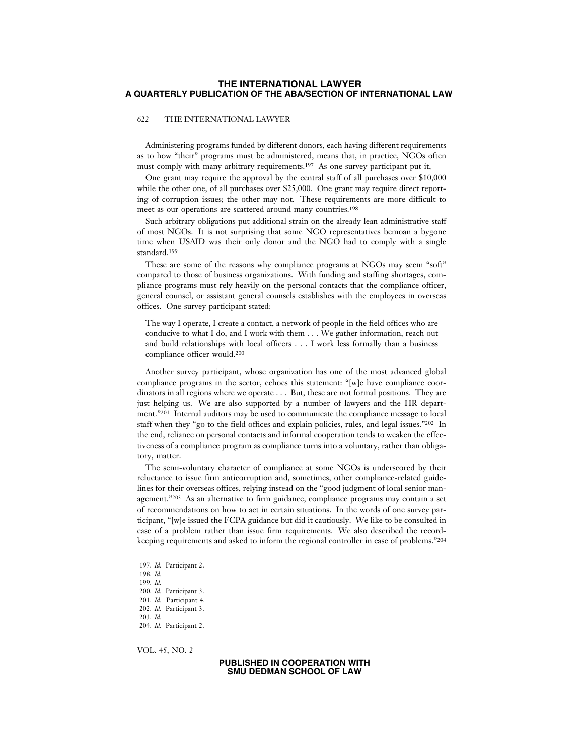Administering programs funded by different donors, each having different requirements as to how "their" programs must be administered, means that, in practice, NGOs often must comply with many arbitrary requirements.[197] As one survey participant put it,

One grant may require the approval by the central staff of all purchases over $10,000 while the other one, of all purchases over $25,000. One grant may require direct reporting of corruption issues; the other may not. These requirements are more difficult to meet as our operations are scattered around many countries.[198]

Such arbitrary obligations put additional strain on the already lean administrative staff of most NGOs. It is not surprising that some NGO representatives bemoan a bygone time when USAID was their only donor and the NGO had to comply with a single standard.[199]

These are some of the reasons why compliance programs at NGOs may seem "soft" compared to those of business organizations. With funding and staffing shortages, compliance programs must rely heavily on the personal contacts that the compliance officer, general counsel, or assistant general counsels establishes with the employees in overseas offices. One survey participant stated:

> The way I operate, I create a contact, a network of people in the field offices who are conducive to what I do, and I work with them . . . We gather information, reach out and build relationships with local officers . . . I work less formally than a business compliance officer would.[200]

Another survey participant, whose organization has one of the most advanced global compliance programs in the sector, echoes this statement: "[w]e have compliance coordinators in all regions where we operate . . . But, these are not formal positions. They are just helping us. We are also supported by a number of lawyers and the HR department."[201] Internal auditors may be used to communicate the compliance message to local staff when they "go to the field offices and explain policies, rules, and legal issues."[202] In the end, reliance on personal contacts and informal cooperation tends to weaken the effectiveness of a compliance program as compliance turns into a voluntary, rather than obligatory, matter.

The semi-voluntary character of compliance at some NGOs is underscored by their reluctance to issue firm anticorruption and, sometimes, other compliance-related guidelines for their overseas offices, relying instead on the "good judgment of local senior management."[203] As an alternative to firm guidance, compliance programs may contain a set of recommendations on how to act in certain situations. In the words of one survey participant, "[w]e issued the FCPA guidance but did it cautiously. We like to be consulted in case of a problem rather than issue firm requirements. We also described the record-keeping requirements and asked to inform the regional controller in case of problems."[204]

---

197. *Id.* Participant 2.
198. *Id.*
199. *Id.*
200. *Id.* Participant 3.
201. *Id.* Participant 4.
202. *Id.* Participant 3.
203. *Id.*
204. *Id.* Participant 2.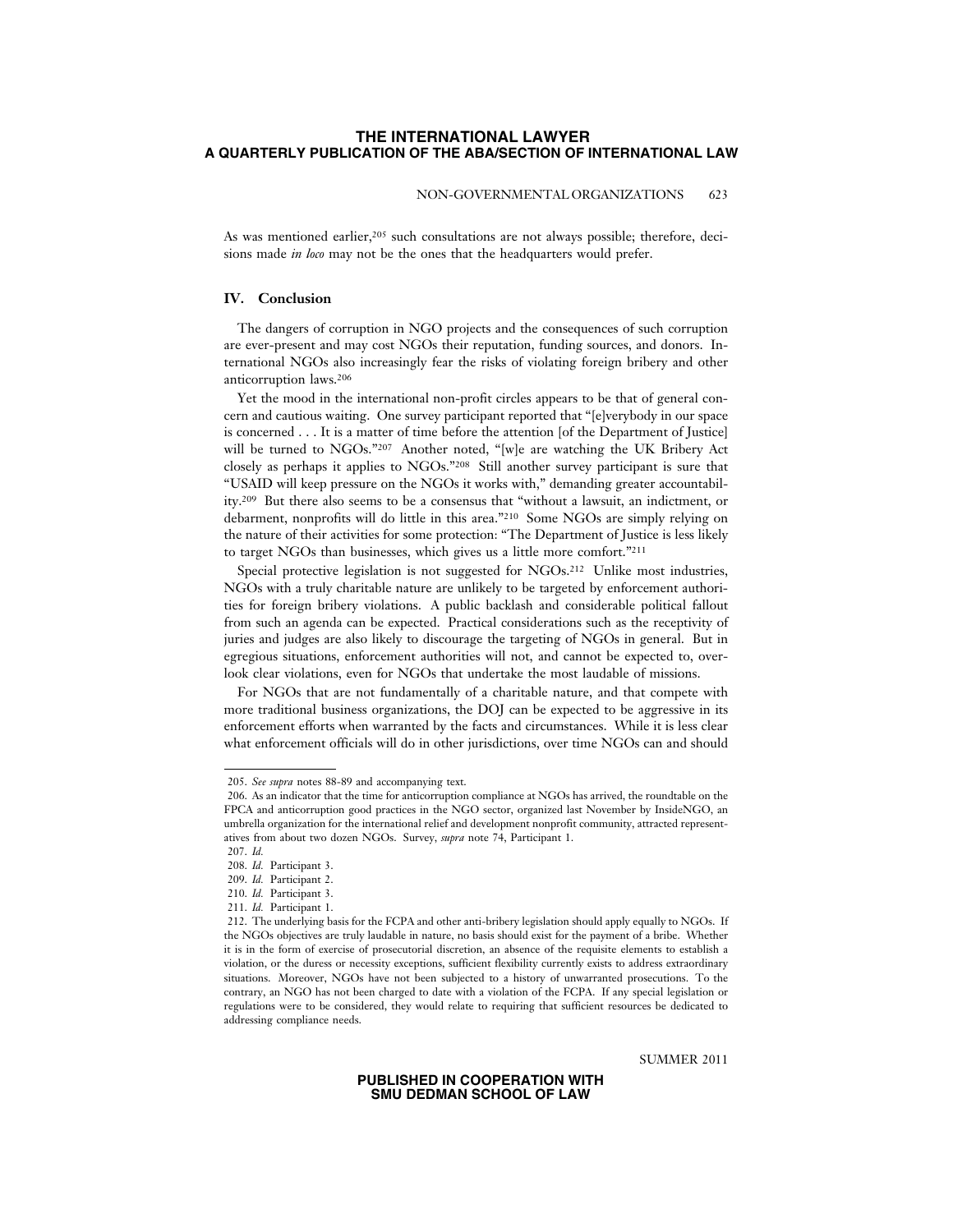As was mentioned earlier,[205] such consultations are not always possible; therefore, decisions made *in loco* may not be the ones that the headquarters would prefer.

## IV. Conclusion

The dangers of corruption in NGO projects and the consequences of such corruption are ever-present and may cost NGOs their reputation, funding sources, and donors. International NGOs also increasingly fear the risks of violating foreign bribery and other anticorruption laws.[206]

Yet the mood in the international non-profit circles appears to be that of general concern and cautious waiting. One survey participant reported that "[e]verybody in our space is concerned . . . It is a matter of time before the attention [of the Department of Justice] will be turned to NGOs."[207] Another noted, "[w]e are watching the UK Bribery Act closely as perhaps it applies to NGOs."[208] Still another survey participant is sure that "USAID will keep pressure on the NGOs it works with," demanding greater accountability.[209] But there also seems to be a consensus that "without a lawsuit, an indictment, or debarment, nonprofits will do little in this area."[210] Some NGOs are simply relying on the nature of their activities for some protection: "The Department of Justice is less likely to target NGOs than businesses, which gives us a little more comfort."[211]

Special protective legislation is not suggested for NGOs.[212] Unlike most industries, NGOs with a truly charitable nature are unlikely to be targeted by enforcement authorities for foreign bribery violations. A public backlash and considerable political fallout from such an agenda can be expected. Practical considerations such as the receptivity of juries and judges are also likely to discourage the targeting of NGOs in general. But in egregious situations, enforcement authorities will not, and cannot be expected to, overlook clear violations, even for NGOs that undertake the most laudable of missions.

For NGOs that are not fundamentally of a charitable nature, and that compete with more traditional business organizations, the DOJ can be expected to be aggressive in its enforcement efforts when warranted by the facts and circumstances. While it is less clear what enforcement officials will do in other jurisdictions, over time NGOs can and should

---

205. *See supra* notes 88-89 and accompanying text.

206. As an indicator that the time for anticorruption compliance at NGOs has arrived, the roundtable on the FPCA and anticorruption good practices in the NGO sector, organized last November by InsideNGO, an umbrella organization for the international relief and development nonprofit community, attracted representatives from about two dozen NGOs. Survey, *supra* note 74, Participant 1.

207. *Id.*

208. *Id.* Participant 3.

209. *Id.* Participant 2.

210. *Id.* Participant 3.

211. *Id.* Participant 1.

212. The underlying basis for the FCPA and other anti-bribery legislation should apply equally to NGOs. If the NGOs objectives are truly laudable in nature, no basis should exist for the payment of a bribe. Whether it is in the form of exercise of prosecutorial discretion, an absence of the requisite elements to establish a violation, or the duress or necessity exceptions, sufficient flexibility currently exists to address extraordinary situations. Moreover, NGOs have not been subjected to a history of unwarranted prosecutions. To the contrary, an NGO has not been charged to date with a violation of the FCPA. If any special legislation or regulations were to be considered, they would relate to requiring that sufficient resources be dedicated to addressing compliance needs.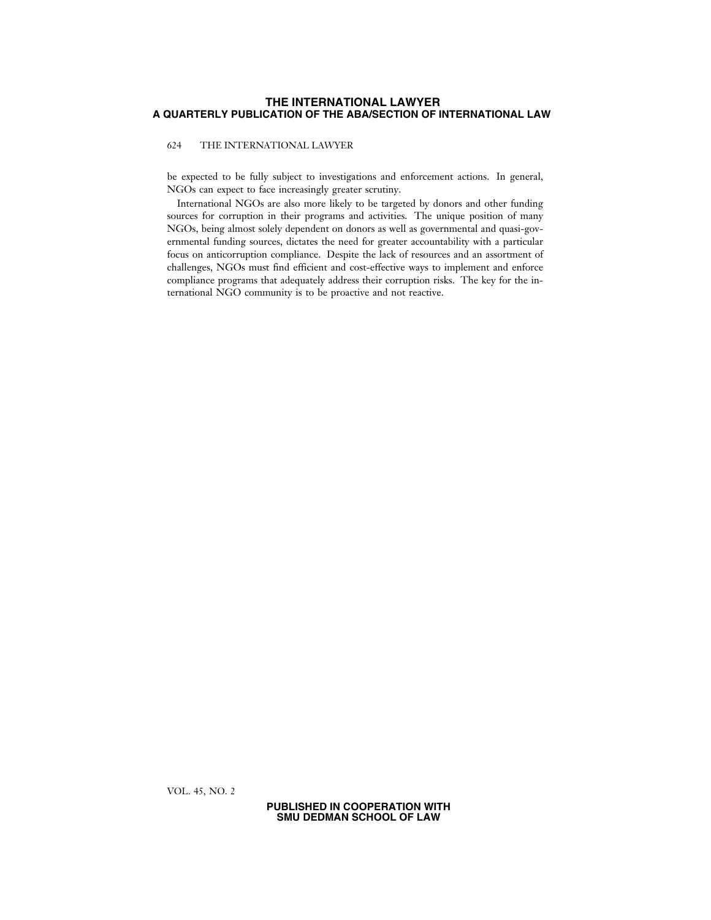be expected to be fully subject to investigations and enforcement actions. In general, NGOs can expect to face increasingly greater scrutiny.

International NGOs are also more likely to be targeted by donors and other funding sources for corruption in their programs and activities. The unique position of many NGOs, being almost solely dependent on donors as well as governmental and quasi-governmental funding sources, dictates the need for greater accountability with a particular focus on anticorruption compliance. Despite the lack of resources and an assortment of challenges, NGOs must find efficient and cost-effective ways to implement and enforce compliance programs that adequately address their corruption risks. The key for the international NGO community is to be proactive and not reactive.